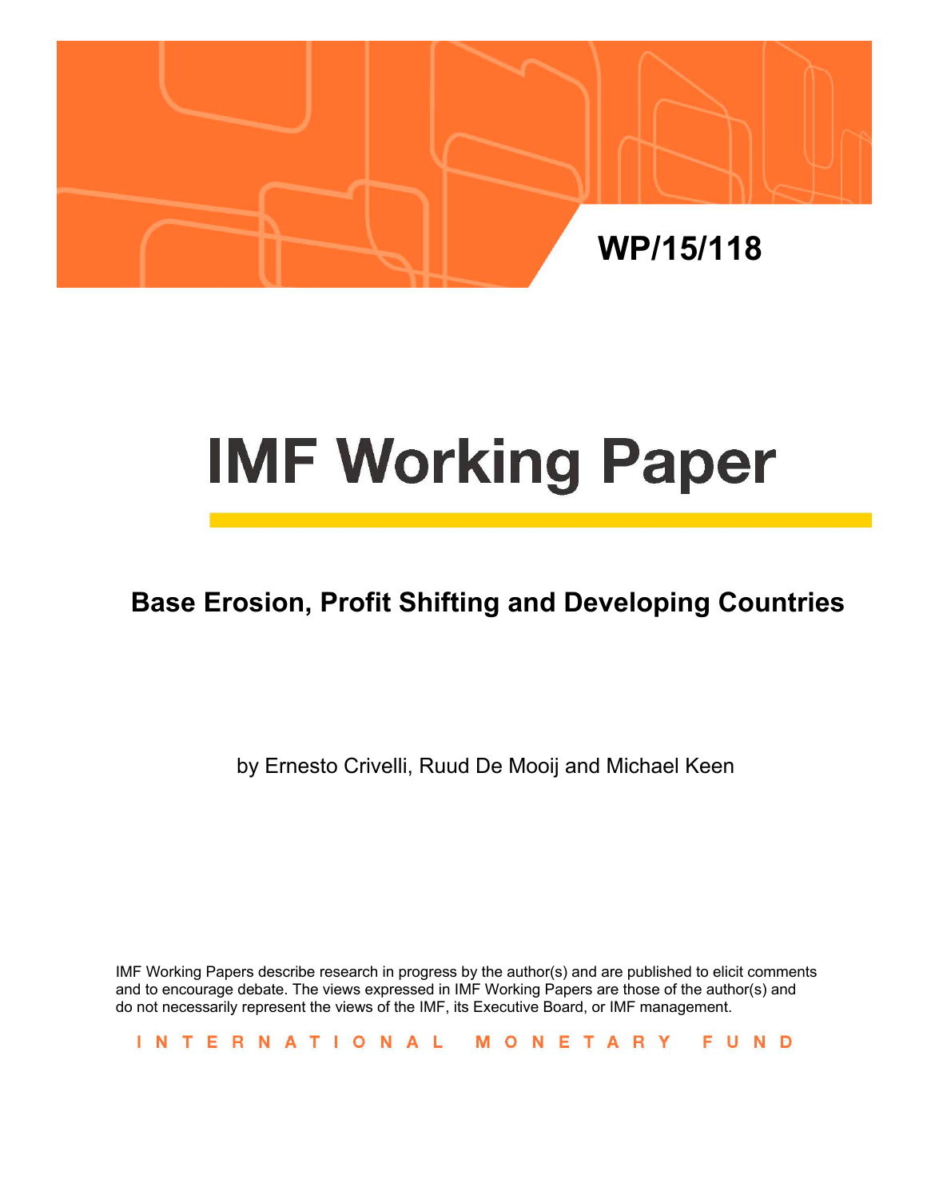WP/15/118

# IMF Working Paper

## Base Erosion, Profit Shifting and Developing Countries

by Ernesto Crivelli, Ruud De Mooij and Michael Keen

IMF Working Papers describe research in progress by the author(s) and are published to elicit comments and to encourage debate. The views expressed in IMF Working Papers are those of the author(s) and do not necessarily represent the views of the IMF, its Executive Board, or IMF management.

INTERNATIONAL MONETARY FUND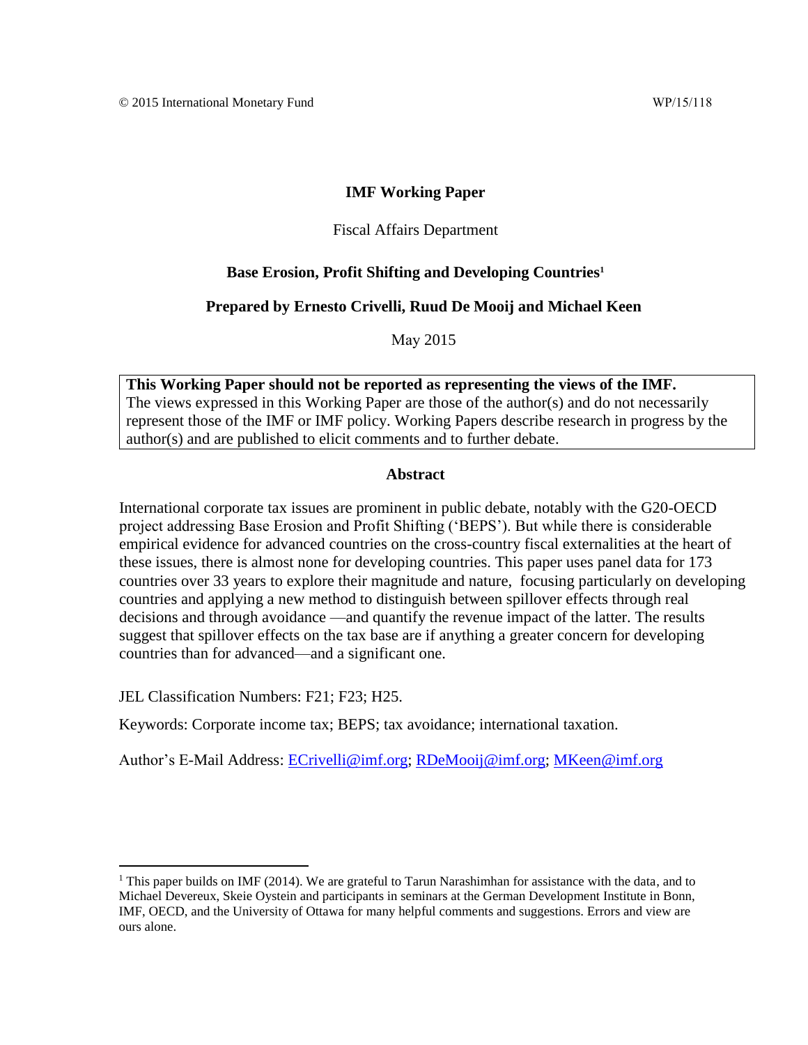© 2015 International Monetary Fund WP/15/118

**IMF Working Paper**

Fiscal Affairs Department

**Base Erosion, Profit Shifting and Developing Countries**[1]

**Prepared by Ernesto Crivelli, Ruud De Mooij and Michael Keen**

May 2015

> **This Working Paper should not be reported as representing the views of the IMF.**
> The views expressed in this Working Paper are those of the author(s) and do not necessarily represent those of the IMF or IMF policy. Working Papers describe research in progress by the author(s) and are published to elicit comments and to further debate.

**Abstract**

International corporate tax issues are prominent in public debate, notably with the G20-OECD project addressing Base Erosion and Profit Shifting ('BEPS'). But while there is considerable empirical evidence for advanced countries on the cross-country fiscal externalities at the heart of these issues, there is almost none for developing countries. This paper uses panel data for 173 countries over 33 years to explore their magnitude and nature, focusing particularly on developing countries and applying a new method to distinguish between spillover effects through real decisions and through avoidance —and quantify the revenue impact of the latter. The results suggest that spillover effects on the tax base are if anything a greater concern for developing countries than for advanced—and a significant one.

JEL Classification Numbers: F21; F23; H25.

Keywords: Corporate income tax; BEPS; tax avoidance; international taxation.

Author's E-Mail Address: ECrivelli@imf.org; RDeMooij@imf.org; MKeen@imf.org

---

[1] This paper builds on IMF (2014). We are grateful to Tarun Narashimhan for assistance with the data, and to Michael Devereux, Skeie Oystein and participants in seminars at the German Development Institute in Bonn, IMF, OECD, and the University of Ottawa for many helpful comments and suggestions. Errors and view are ours alone.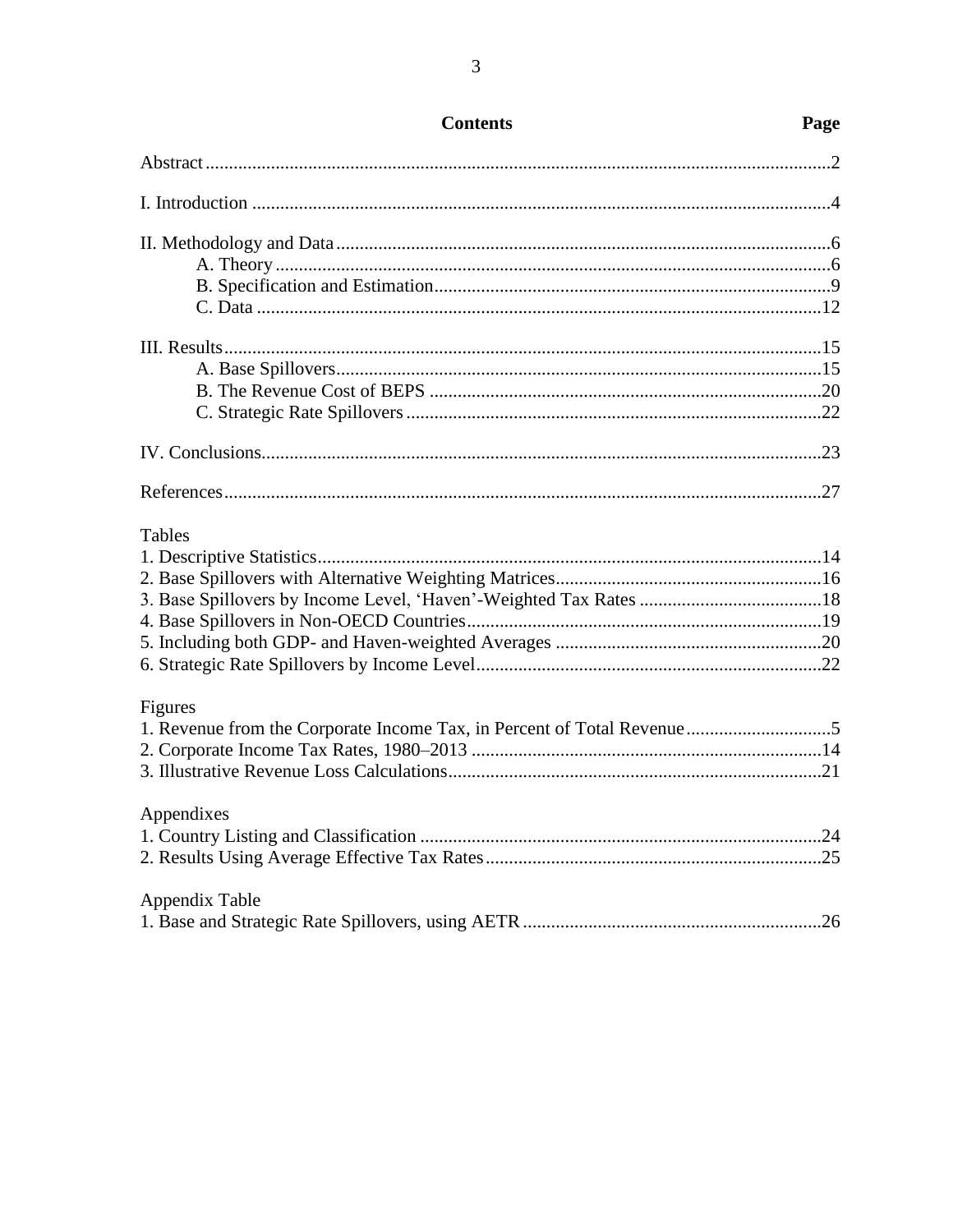**Contents** | **Page**

| Contents | Page |
|---|---|
| Abstract | 2 |
| I. Introduction | 4 |
| II. Methodology and Data | 6 |
| A. Theory | 6 |
| B. Specification and Estimation | 9 |
| C. Data | 12 |
| III. Results | 15 |
| A. Base Spillovers | 15 |
| B. The Revenue Cost of BEPS | 20 |
| C. Strategic Rate Spillovers | 22 |
| IV. Conclusions | 23 |
| References | 27 |
| **Tables** | |
| 1. Descriptive Statistics | 14 |
| 2. Base Spillovers with Alternative Weighting Matrices | 16 |
| 3. Base Spillovers by Income Level, 'Haven'-Weighted Tax Rates | 18 |
| 4. Base Spillovers in Non-OECD Countries | 19 |
| 5. Including both GDP- and Haven-weighted Averages | 20 |
| 6. Strategic Rate Spillovers by Income Level | 22 |
| **Figures** | |
| 1. Revenue from the Corporate Income Tax, in Percent of Total Revenue | 5 |
| 2. Corporate Income Tax Rates, 1980–2013 | 14 |
| 3. Illustrative Revenue Loss Calculations | 21 |
| **Appendixes** | |
| 1. Country Listing and Classification | 24 |
| 2. Results Using Average Effective Tax Rates | 25 |
| **Appendix Table** | |
| 1. Base and Strategic Rate Spillovers, using AETR | 26 |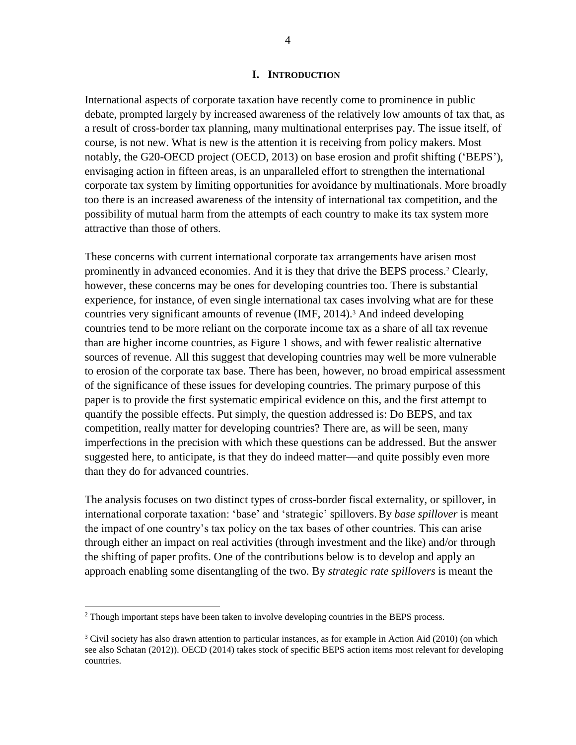## I. INTRODUCTION

International aspects of corporate taxation have recently come to prominence in public debate, prompted largely by increased awareness of the relatively low amounts of tax that, as a result of cross-border tax planning, many multinational enterprises pay. The issue itself, of course, is not new. What is new is the attention it is receiving from policy makers. Most notably, the G20-OECD project (OECD, 2013) on base erosion and profit shifting ('BEPS'), envisaging action in fifteen areas, is an unparalleled effort to strengthen the international corporate tax system by limiting opportunities for avoidance by multinationals. More broadly too there is an increased awareness of the intensity of international tax competition, and the possibility of mutual harm from the attempts of each country to make its tax system more attractive than those of others.

These concerns with current international corporate tax arrangements have arisen most prominently in advanced economies. And it is they that drive the BEPS process.[2] Clearly, however, these concerns may be ones for developing countries too. There is substantial experience, for instance, of even single international tax cases involving what are for these countries very significant amounts of revenue (IMF, 2014).[3] And indeed developing countries tend to be more reliant on the corporate income tax as a share of all tax revenue than are higher income countries, as Figure 1 shows, and with fewer realistic alternative sources of revenue. All this suggest that developing countries may well be more vulnerable to erosion of the corporate tax base. There has been, however, no broad empirical assessment of the significance of these issues for developing countries. The primary purpose of this paper is to provide the first systematic empirical evidence on this, and the first attempt to quantify the possible effects. Put simply, the question addressed is: Do BEPS, and tax competition, really matter for developing countries? There are, as will be seen, many imperfections in the precision with which these questions can be addressed. But the answer suggested here, to anticipate, is that they do indeed matter—and quite possibly even more than they do for advanced countries.

The analysis focuses on two distinct types of cross-border fiscal externality, or spillover, in international corporate taxation: 'base' and 'strategic' spillovers. By *base spillover* is meant the impact of one country's tax policy on the tax bases of other countries. This can arise through either an impact on real activities (through investment and the like) and/or through the shifting of paper profits. One of the contributions below is to develop and apply an approach enabling some disentangling of the two. By *strategic rate spillovers* is meant the

---

[2] Though important steps have been taken to involve developing countries in the BEPS process.

[3] Civil society has also drawn attention to particular instances, as for example in Action Aid (2010) (on which see also Schatan (2012)). OECD (2014) takes stock of specific BEPS action items most relevant for developing countries.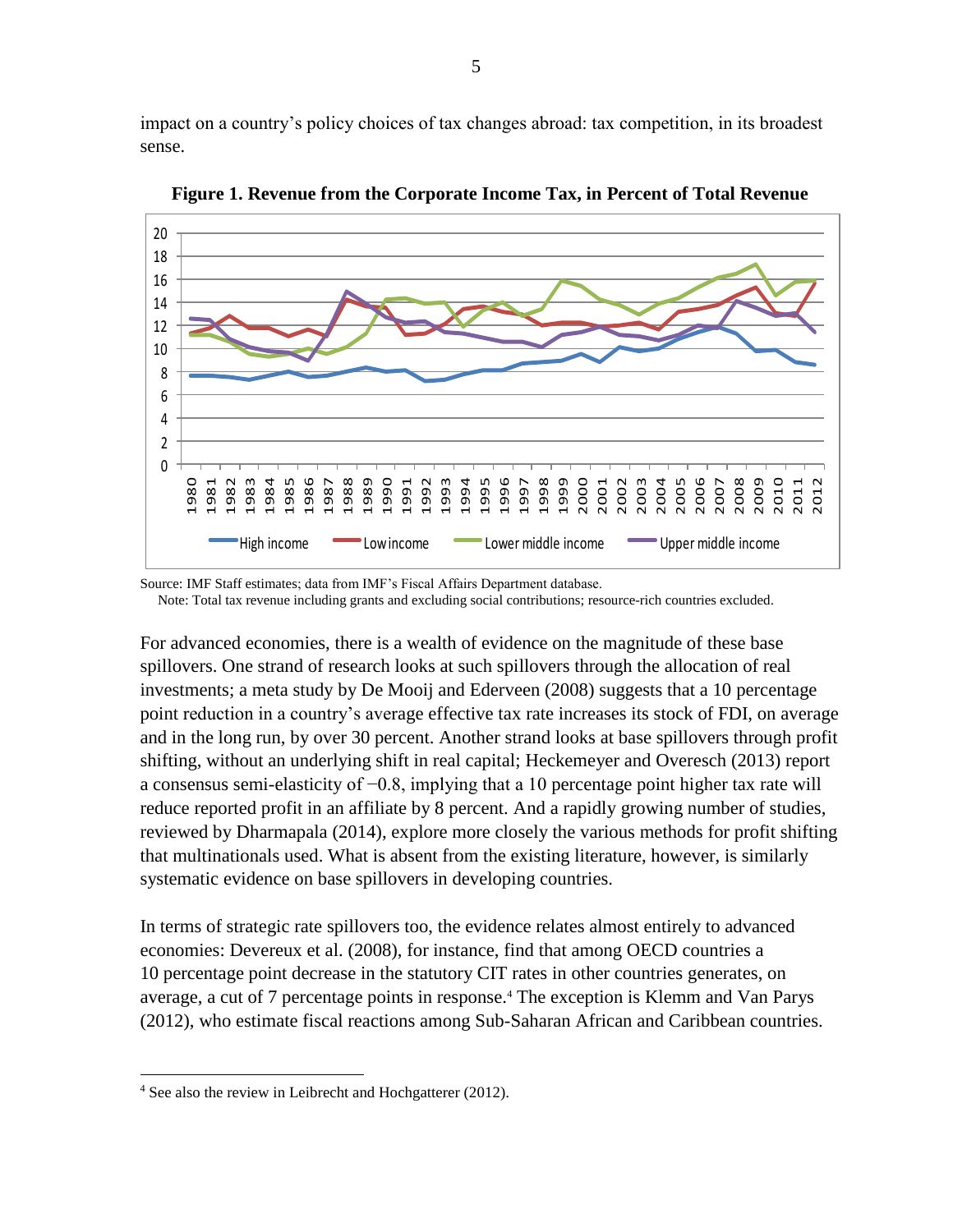impact on a country's policy choices of tax changes abroad: tax competition, in its broadest sense.

**Figure 1. Revenue from the Corporate Income Tax, in Percent of Total Revenue**

Source: IMF Staff estimates; data from IMF's Fiscal Affairs Department database.
Note: Total tax revenue including grants and excluding social contributions; resource-rich countries excluded.

For advanced economies, there is a wealth of evidence on the magnitude of these base spillovers. One strand of research looks at such spillovers through the allocation of real investments; a meta study by De Mooij and Ederveen (2008) suggests that a 10 percentage point reduction in a country's average effective tax rate increases its stock of FDI, on average and in the long run, by over 30 percent. Another strand looks at base spillovers through profit shifting, without an underlying shift in real capital; Heckemeyer and Overesch (2013) report a consensus semi-elasticity of −0.8, implying that a 10 percentage point higher tax rate will reduce reported profit in an affiliate by 8 percent. And a rapidly growing number of studies, reviewed by Dharmapala (2014), explore more closely the various methods for profit shifting that multinationals used. What is absent from the existing literature, however, is similarly systematic evidence on base spillovers in developing countries.

In terms of strategic rate spillovers too, the evidence relates almost entirely to advanced economies: Devereux et al. (2008), for instance, find that among OECD countries a 10 percentage point decrease in the statutory CIT rates in other countries generates, on average, a cut of 7 percentage points in response.[4] The exception is Klemm and Van Parys (2012), who estimate fiscal reactions among Sub-Saharan African and Caribbean countries.

[4] See also the review in Leibrecht and Hochgatterer (2012).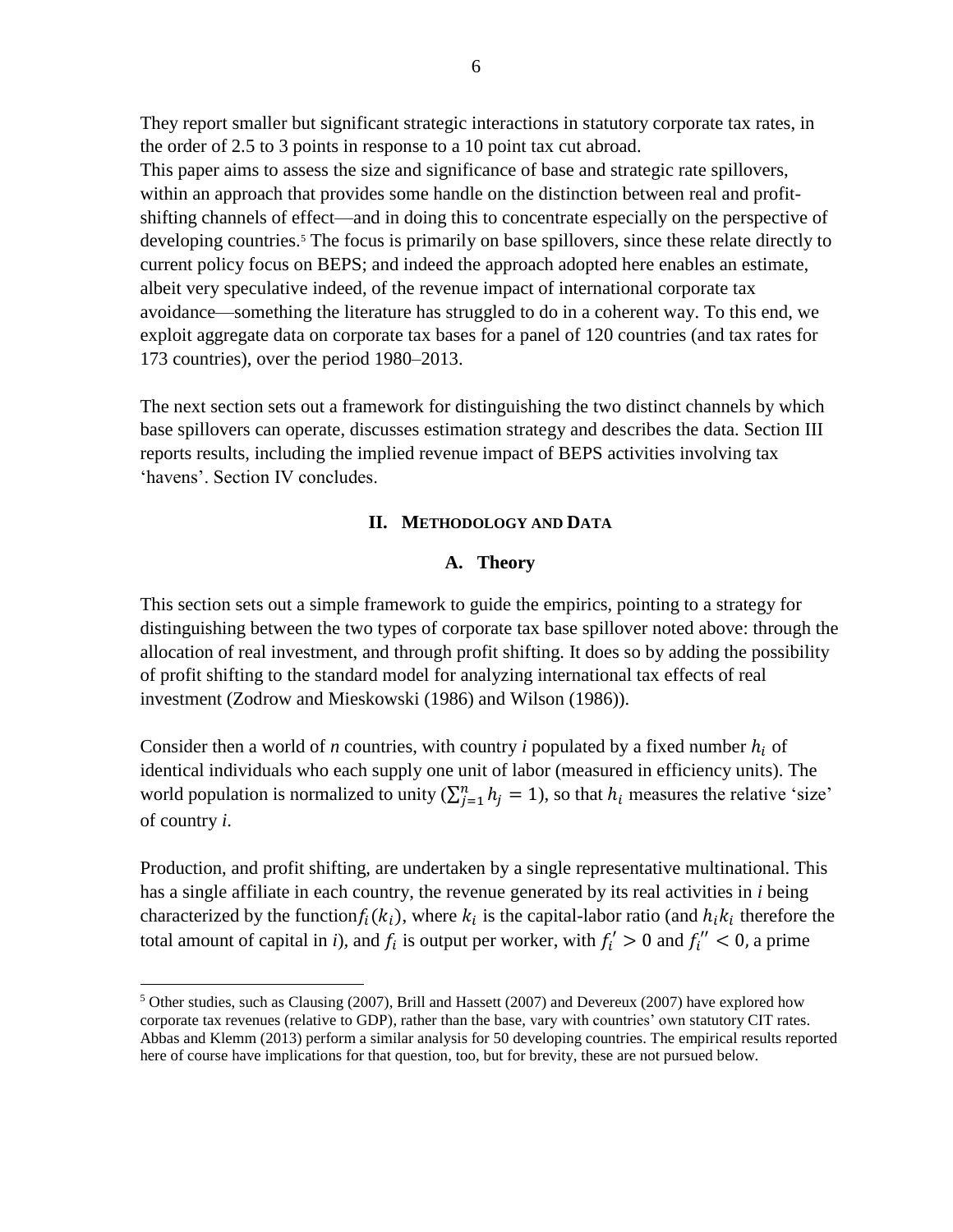They report smaller but significant strategic interactions in statutory corporate tax rates, in the order of 2.5 to 3 points in response to a 10 point tax cut abroad.

This paper aims to assess the size and significance of base and strategic rate spillovers, within an approach that provides some handle on the distinction between real and profit-shifting channels of effect—and in doing this to concentrate especially on the perspective of developing countries.[5] The focus is primarily on base spillovers, since these relate directly to current policy focus on BEPS; and indeed the approach adopted here enables an estimate, albeit very speculative indeed, of the revenue impact of international corporate tax avoidance—something the literature has struggled to do in a coherent way. To this end, we exploit aggregate data on corporate tax bases for a panel of 120 countries (and tax rates for 173 countries), over the period 1980–2013.

The next section sets out a framework for distinguishing the two distinct channels by which base spillovers can operate, discusses estimation strategy and describes the data. Section III reports results, including the implied revenue impact of BEPS activities involving tax 'havens'. Section IV concludes.

## II. Methodology and Data

### A. Theory

This section sets out a simple framework to guide the empirics, pointing to a strategy for distinguishing between the two types of corporate tax base spillover noted above: through the allocation of real investment, and through profit shifting. It does so by adding the possibility of profit shifting to the standard model for analyzing international tax effects of real investment (Zodrow and Mieskowski (1986) and Wilson (1986)).

Consider then a world of *n* countries, with country *i* populated by a fixed number $h_i$ of identical individuals who each supply one unit of labor (measured in efficiency units). The world population is normalized to unity ($\sum_{j=1}^{n} h_j = 1$), so that $h_i$ measures the relative 'size' of country *i*.

Production, and profit shifting, are undertaken by a single representative multinational. This has a single affiliate in each country, the revenue generated by its real activities in *i* being characterized by the function $f_i(k_i)$, where $k_i$ is the capital-labor ratio (and $h_i k_i$ therefore the total amount of capital in *i*), and $f_i$ is output per worker, with $f_i' > 0$ and $f_i'' < 0$, a prime

[5] Other studies, such as Clausing (2007), Brill and Hassett (2007) and Devereux (2007) have explored how corporate tax revenues (relative to GDP), rather than the base, vary with countries' own statutory CIT rates. Abbas and Klemm (2013) perform a similar analysis for 50 developing countries. The empirical results reported here of course have implications for that question, too, but for brevity, these are not pursued below.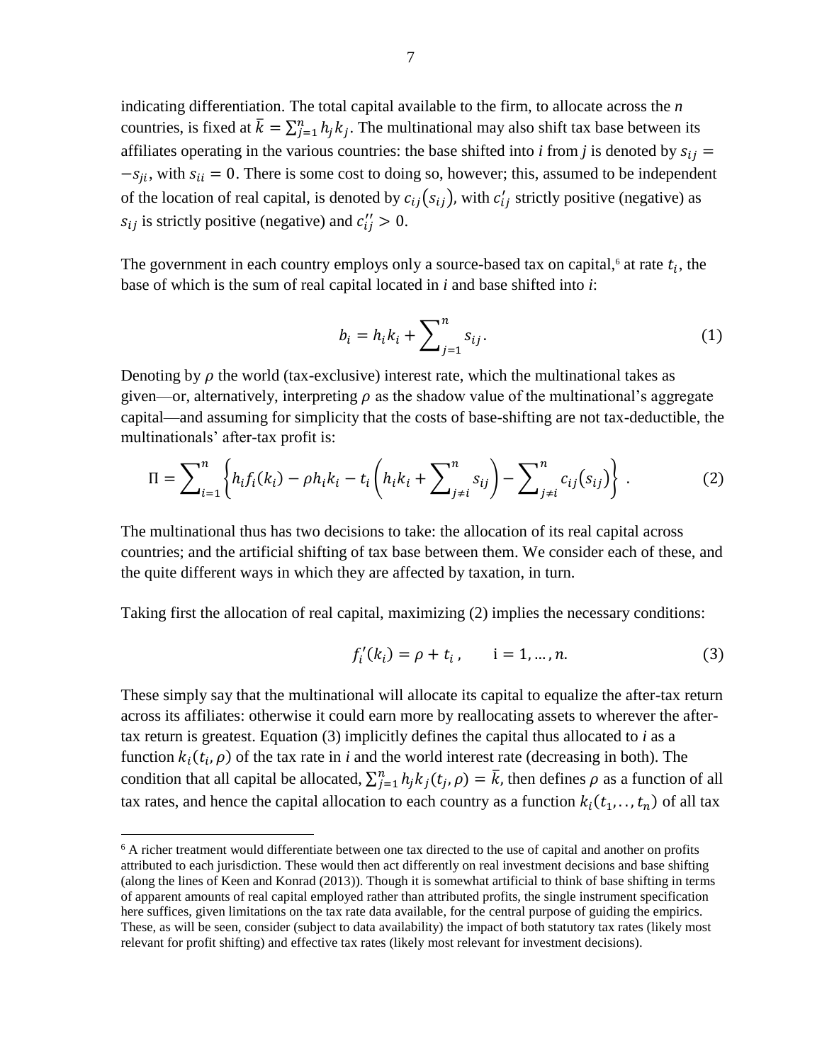indicating differentiation. The total capital available to the firm, to allocate across the *n* countries, is fixed at $\bar{k} = \sum_{j=1}^{n} h_j k_j$. The multinational may also shift tax base between its affiliates operating in the various countries: the base shifted into *i* from *j* is denoted by $s_{ij} = -s_{ji}$, with $s_{ii} = 0$. There is some cost to doing so, however; this, assumed to be independent of the location of real capital, is denoted by $c_{ij}(s_{ij})$, with $c'_{ij}$ strictly positive (negative) as $s_{ij}$ is strictly positive (negative) and $c''_{ij} > 0$.

The government in each country employs only a source-based tax on capital,[6] at rate $t_i$, the base of which is the sum of real capital located in *i* and base shifted into *i*:

$$b_i = h_i k_i + \sum_{j=1}^{n} s_{ij}. \tag{1}$$

Denoting by $\rho$ the world (tax-exclusive) interest rate, which the multinational takes as given—or, alternatively, interpreting $\rho$ as the shadow value of the multinational's aggregate capital—and assuming for simplicity that the costs of base-shifting are not tax-deductible, the multinationals' after-tax profit is:

$$\Pi = \sum_{i=1}^{n} \left\{ h_i f_i(k_i) - \rho h_i k_i - t_i \left( h_i k_i + \sum_{j \neq i}^{n} s_{ij} \right) - \sum_{j \neq i}^{n} c_{ij}(s_{ij}) \right\} . \tag{2}$$

The multinational thus has two decisions to take: the allocation of its real capital across countries; and the artificial shifting of tax base between them. We consider each of these, and the quite different ways in which they are affected by taxation, in turn.

Taking first the allocation of real capital, maximizing (2) implies the necessary conditions:

$$f'_i(k_i) = \rho + t_i , \qquad \mathrm{i} = 1, \ldots, n. \tag{3}$$

These simply say that the multinational will allocate its capital to equalize the after-tax return across its affiliates: otherwise it could earn more by reallocating assets to wherever the after-tax return is greatest. Equation (3) implicitly defines the capital thus allocated to *i* as a function $k_i(t_i, \rho)$ of the tax rate in *i* and the world interest rate (decreasing in both). The condition that all capital be allocated, $\sum_{j=1}^{n} h_j k_j(t_j, \rho) = \bar{k}$, then defines $\rho$ as a function of all tax rates, and hence the capital allocation to each country as a function $k_i(t_1, \ldots, t_n)$ of all tax

[6] A richer treatment would differentiate between one tax directed to the use of capital and another on profits attributed to each jurisdiction. These would then act differently on real investment decisions and base shifting (along the lines of Keen and Konrad (2013)). Though it is somewhat artificial to think of base shifting in terms of apparent amounts of real capital employed rather than attributed profits, the single instrument specification here suffices, given limitations on the tax rate data available, for the central purpose of guiding the empirics. These, as will be seen, consider (subject to data availability) the impact of both statutory tax rates (likely most relevant for profit shifting) and effective tax rates (likely most relevant for investment decisions).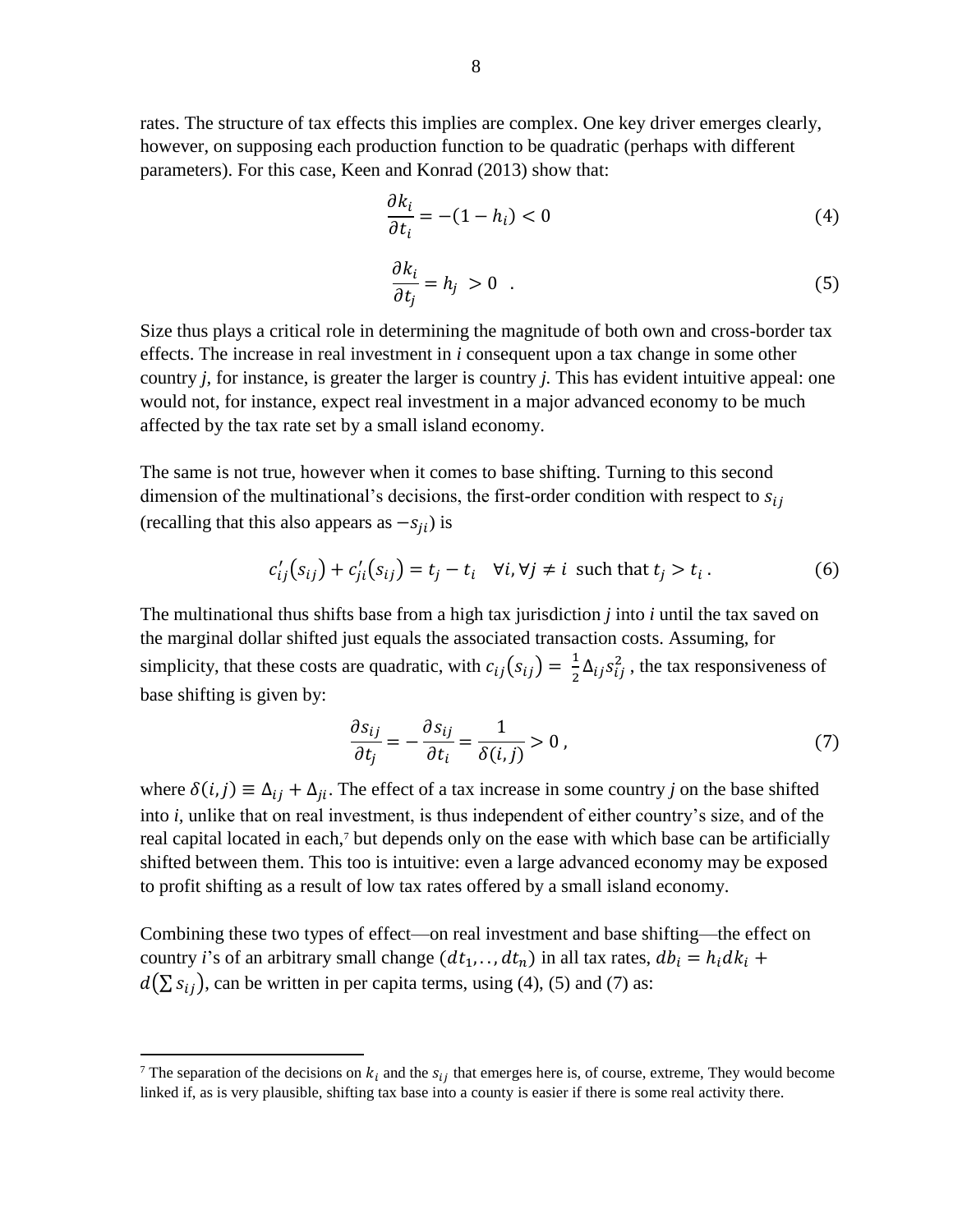rates. The structure of tax effects this implies are complex. One key driver emerges clearly, however, on supposing each production function to be quadratic (perhaps with different parameters). For this case, Keen and Konrad (2013) show that:

$$\frac{\partial k_i}{\partial t_i} = -(1 - h_i) < 0 \tag{4}$$

$$\frac{\partial k_i}{\partial t_j} = h_j > 0 \quad . \tag{5}$$

Size thus plays a critical role in determining the magnitude of both own and cross-border tax effects. The increase in real investment in *i* consequent upon a tax change in some other country *j*, for instance, is greater the larger is country *j*. This has evident intuitive appeal: one would not, for instance, expect real investment in a major advanced economy to be much affected by the tax rate set by a small island economy.

The same is not true, however when it comes to base shifting. Turning to this second dimension of the multinational's decisions, the first-order condition with respect to $s_{ij}$ (recalling that this also appears as $-s_{ji}$) is

$$c'_{ij}(s_{ij}) + c'_{ji}(s_{ij}) = t_j - t_i \quad \forall i, \forall j \neq i \text{ such that } t_j > t_i . \tag{6}$$

The multinational thus shifts base from a high tax jurisdiction *j* into *i* until the tax saved on the marginal dollar shifted just equals the associated transaction costs. Assuming, for simplicity, that these costs are quadratic, with $c_{ij}(s_{ij}) = \frac{1}{2}\Delta_{ij}s_{ij}^2$ , the tax responsiveness of base shifting is given by:

$$\frac{\partial s_{ij}}{\partial t_j} = -\frac{\partial s_{ij}}{\partial t_i} = \frac{1}{\delta(i,j)} > 0 , \tag{7}$$

where $\delta(i,j) \equiv \Delta_{ij} + \Delta_{ji}$. The effect of a tax increase in some country *j* on the base shifted into *i*, unlike that on real investment, is thus independent of either country's size, and of the real capital located in each,[7] but depends only on the ease with which base can be artificially shifted between them. This too is intuitive: even a large advanced economy may be exposed to profit shifting as a result of low tax rates offered by a small island economy.

Combining these two types of effect—on real investment and base shifting—the effect on country *i*'s of an arbitrary small change $(dt_1, .., dt_n)$ in all tax rates, $db_i = h_i dk_i + d(\sum s_{ij})$, can be written in per capita terms, using (4), (5) and (7) as:

---

[7] The separation of the decisions on $k_i$ and the $s_{ij}$ that emerges here is, of course, extreme, They would become linked if, as is very plausible, shifting tax base into a county is easier if there is some real activity there.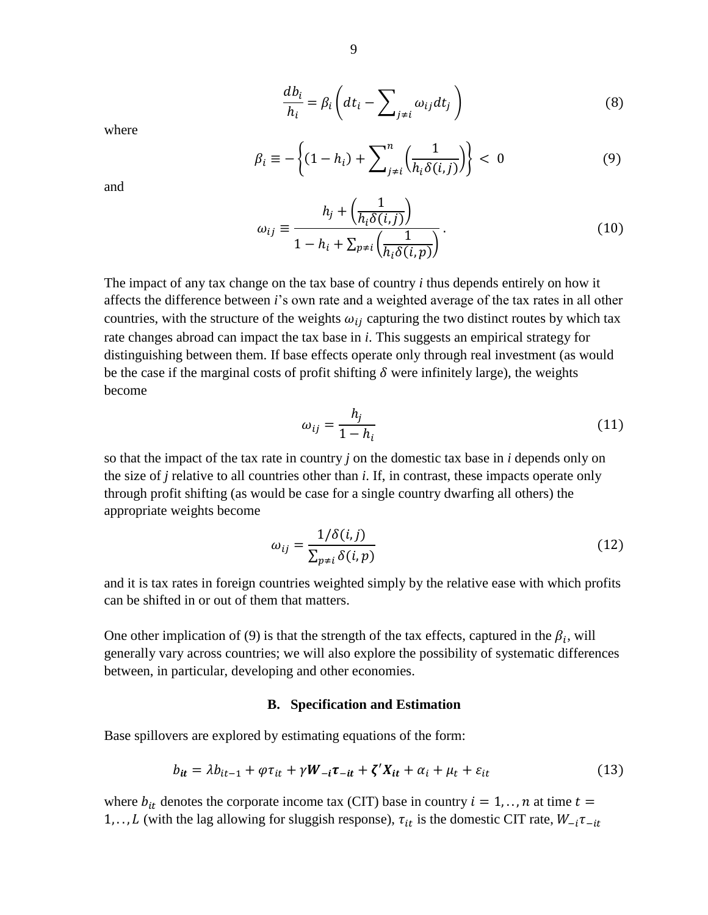$$\frac{db_i}{h_i} = \beta_i \left( dt_i - \sum\nolimits_{j \neq i} \omega_{ij} dt_j \right) \tag{8}$$

where

$$\beta_i \equiv -\left\{ (1 - h_i) + \sum\nolimits_{j \neq i}^{n} \left( \frac{1}{h_i \delta(i,j)} \right) \right\} < 0 \tag{9}$$

and

$$\omega_{ij} \equiv \frac{h_j + \left( \frac{1}{h_i \delta(i,j)} \right)}{1 - h_i + \sum_{p \neq i} \left( \frac{1}{h_i \delta(i,p)} \right)} . \tag{10}$$

The impact of any tax change on the tax base of country *i* thus depends entirely on how it affects the difference between *i*'s own rate and a weighted average of the tax rates in all other countries, with the structure of the weights $\omega_{ij}$ capturing the two distinct routes by which tax rate changes abroad can impact the tax base in *i*. This suggests an empirical strategy for distinguishing between them. If base effects operate only through real investment (as would be the case if the marginal costs of profit shifting $\delta$ were infinitely large), the weights become

$$\omega_{ij} = \frac{h_j}{1 - h_i} \tag{11}$$

so that the impact of the tax rate in country *j* on the domestic tax base in *i* depends only on the size of *j* relative to all countries other than *i*. If, in contrast, these impacts operate only through profit shifting (as would be case for a single country dwarfing all others) the appropriate weights become

$$\omega_{ij} = \frac{1/\delta(i,j)}{\sum_{p \neq i} \delta(i,p)} \tag{12}$$

and it is tax rates in foreign countries weighted simply by the relative ease with which profits can be shifted in or out of them that matters.

One other implication of (9) is that the strength of the tax effects, captured in the $\beta_i$, will generally vary across countries; we will also explore the possibility of systematic differences between, in particular, developing and other economies.

## B. Specification and Estimation

Base spillovers are explored by estimating equations of the form:

$$b_{\boldsymbol{it}} = \lambda b_{it-1} + \varphi \tau_{it} + \gamma \boldsymbol{W_{-i} \tau_{-it}} + \boldsymbol{\zeta' X_{it}} + \alpha_i + \mu_t + \varepsilon_{it} \tag{13}$$

where $b_{it}$ denotes the corporate income tax (CIT) base in country $i = 1, .., n$ at time $t = 1, .., L$ (with the lag allowing for sluggish response), $\tau_{it}$ is the domestic CIT rate, $W_{-i}\tau_{-it}$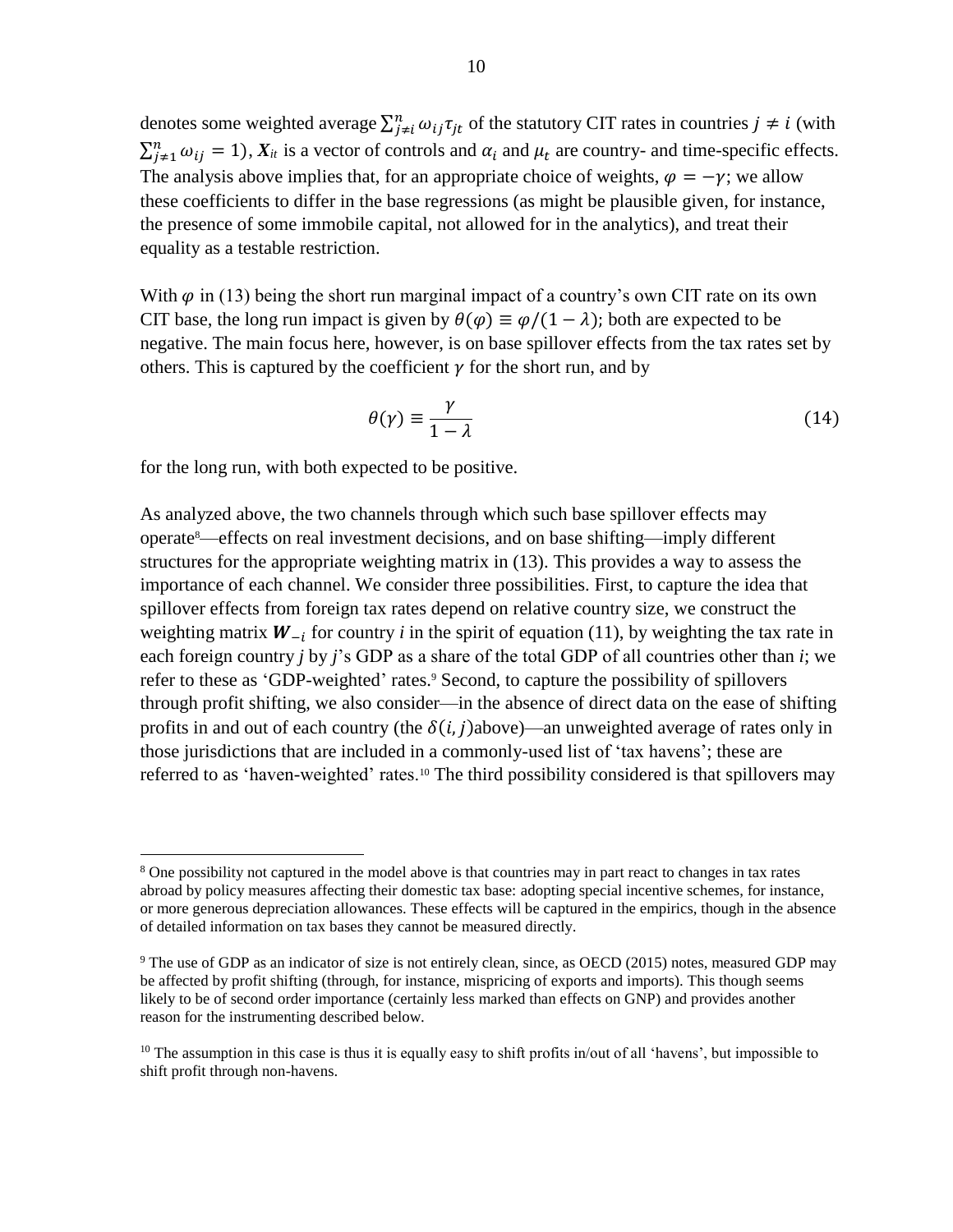denotes some weighted average $\sum_{j\neq i}^{n} \omega_{ij}\tau_{jt}$ of the statutory CIT rates in countries $j \neq i$ (with $\sum_{j\neq 1}^{n} \omega_{ij} = 1$), $\boldsymbol{X}_{it}$ is a vector of controls and $\alpha_i$ and $\mu_t$ are country- and time-specific effects. The analysis above implies that, for an appropriate choice of weights, $\varphi = -\gamma$; we allow these coefficients to differ in the base regressions (as might be plausible given, for instance, the presence of some immobile capital, not allowed for in the analytics), and treat their equality as a testable restriction.

With $\varphi$ in (13) being the short run marginal impact of a country's own CIT rate on its own CIT base, the long run impact is given by $\theta(\varphi) \equiv \varphi/(1-\lambda)$; both are expected to be negative. The main focus here, however, is on base spillover effects from the tax rates set by others. This is captured by the coefficient $\gamma$ for the short run, and by

$$\theta(\gamma) \equiv \frac{\gamma}{1-\lambda} \tag{14}$$

for the long run, with both expected to be positive.

As analyzed above, the two channels through which such base spillover effects may operate[8]—effects on real investment decisions, and on base shifting—imply different structures for the appropriate weighting matrix in (13). This provides a way to assess the importance of each channel. We consider three possibilities. First, to capture the idea that spillover effects from foreign tax rates depend on relative country size, we construct the weighting matrix $\boldsymbol{W}_{-i}$ for country *i* in the spirit of equation (11), by weighting the tax rate in each foreign country *j* by *j*'s GDP as a share of the total GDP of all countries other than *i*; we refer to these as 'GDP-weighted' rates.[9] Second, to capture the possibility of spillovers through profit shifting, we also consider—in the absence of direct data on the ease of shifting profits in and out of each country (the $\delta(i,j)$above)—an unweighted average of rates only in those jurisdictions that are included in a commonly-used list of 'tax havens'; these are referred to as 'haven-weighted' rates.[10] The third possibility considered is that spillovers may

---

[8] One possibility not captured in the model above is that countries may in part react to changes in tax rates abroad by policy measures affecting their domestic tax base: adopting special incentive schemes, for instance, or more generous depreciation allowances. These effects will be captured in the empirics, though in the absence of detailed information on tax bases they cannot be measured directly.

[9] The use of GDP as an indicator of size is not entirely clean, since, as OECD (2015) notes, measured GDP may be affected by profit shifting (through, for instance, mispricing of exports and imports). This though seems likely to be of second order importance (certainly less marked than effects on GNP) and provides another reason for the instrumenting described below.

[10] The assumption in this case is thus it is equally easy to shift profits in/out of all 'havens', but impossible to shift profit through non-havens.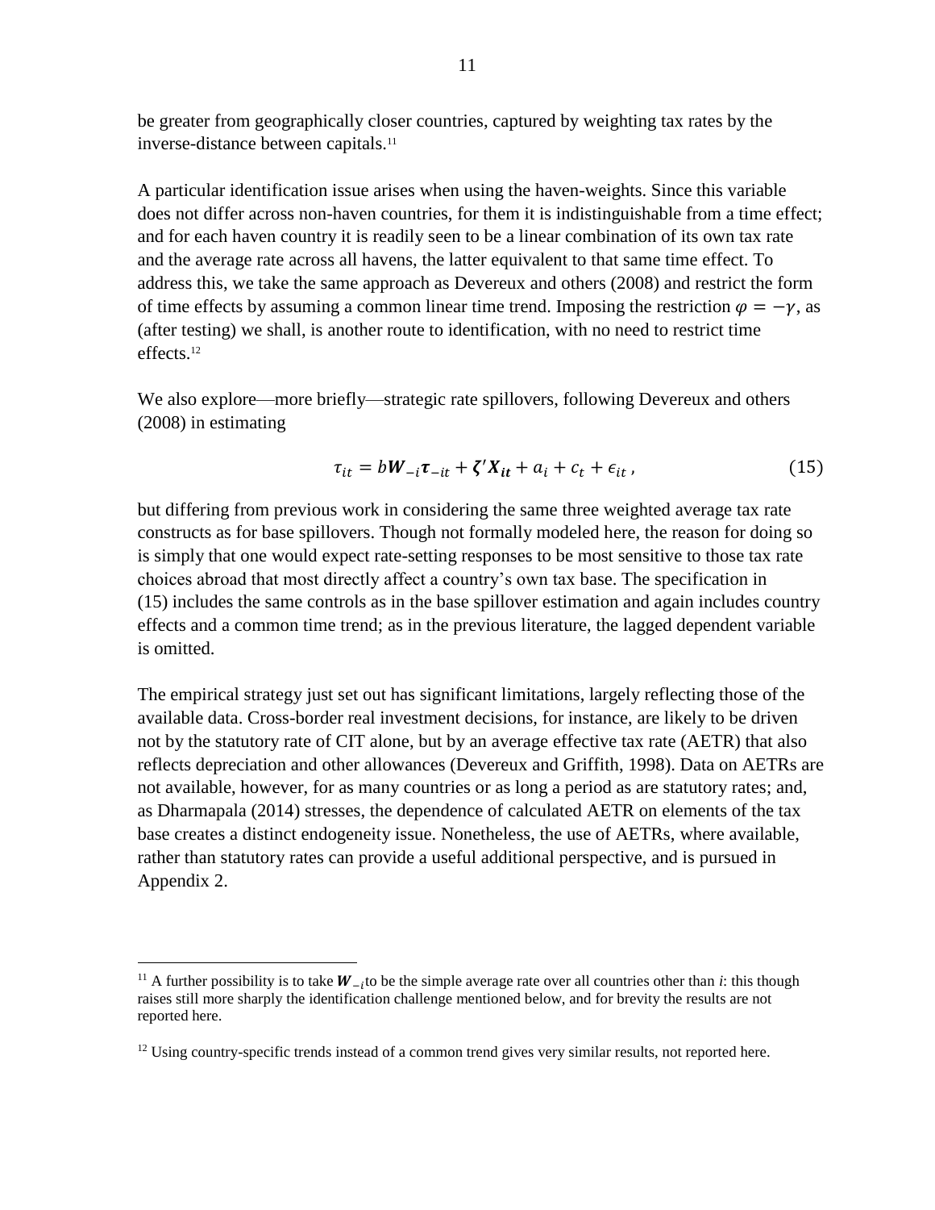be greater from geographically closer countries, captured by weighting tax rates by the inverse-distance between capitals.[11]

A particular identification issue arises when using the haven-weights. Since this variable does not differ across non-haven countries, for them it is indistinguishable from a time effect; and for each haven country it is readily seen to be a linear combination of its own tax rate and the average rate across all havens, the latter equivalent to that same time effect. To address this, we take the same approach as Devereux and others (2008) and restrict the form of time effects by assuming a common linear time trend. Imposing the restriction $\varphi = -\gamma$, as (after testing) we shall, is another route to identification, with no need to restrict time effects.[12]

We also explore—more briefly—strategic rate spillovers, following Devereux and others (2008) in estimating

$$\tau_{it} = b\boldsymbol{W}_{-i}\boldsymbol{\tau}_{-it} + \boldsymbol{\zeta}'\boldsymbol{X}_{\boldsymbol{it}} + a_i + c_t + \epsilon_{it}\,, \tag{15}$$

but differing from previous work in considering the same three weighted average tax rate constructs as for base spillovers. Though not formally modeled here, the reason for doing so is simply that one would expect rate-setting responses to be most sensitive to those tax rate choices abroad that most directly affect a country's own tax base. The specification in (15) includes the same controls as in the base spillover estimation and again includes country effects and a common time trend; as in the previous literature, the lagged dependent variable is omitted.

The empirical strategy just set out has significant limitations, largely reflecting those of the available data. Cross-border real investment decisions, for instance, are likely to be driven not by the statutory rate of CIT alone, but by an average effective tax rate (AETR) that also reflects depreciation and other allowances (Devereux and Griffith, 1998). Data on AETRs are not available, however, for as many countries or as long a period as are statutory rates; and, as Dharmapala (2014) stresses, the dependence of calculated AETR on elements of the tax base creates a distinct endogeneity issue. Nonetheless, the use of AETRs, where available, rather than statutory rates can provide a useful additional perspective, and is pursued in Appendix 2.

---

[11] A further possibility is to take $\boldsymbol{W}_{-i}$ to be the simple average rate over all countries other than *i*: this though raises still more sharply the identification challenge mentioned below, and for brevity the results are not reported here.

[12] Using country-specific trends instead of a common trend gives very similar results, not reported here.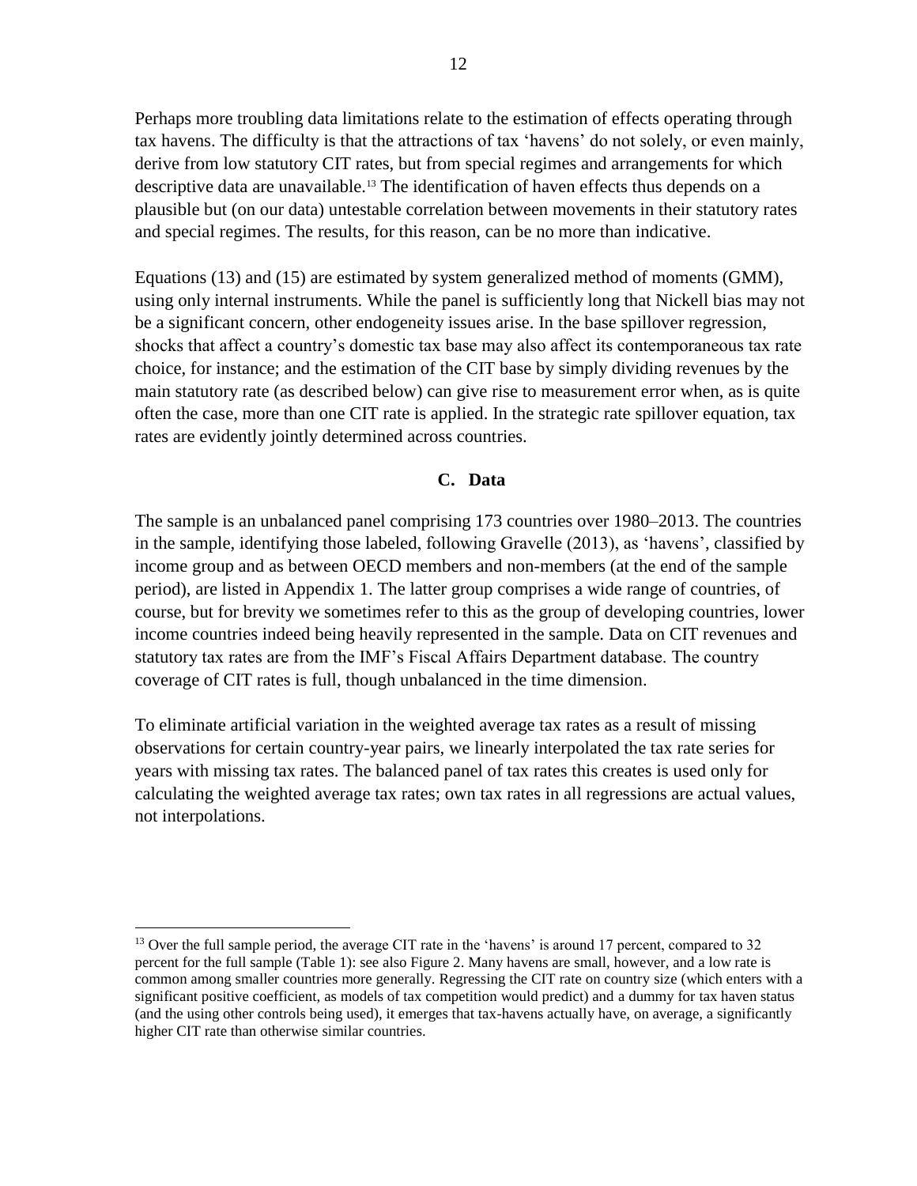Perhaps more troubling data limitations relate to the estimation of effects operating through tax havens. The difficulty is that the attractions of tax 'havens' do not solely, or even mainly, derive from low statutory CIT rates, but from special regimes and arrangements for which descriptive data are unavailable.[13] The identification of haven effects thus depends on a plausible but (on our data) untestable correlation between movements in their statutory rates and special regimes. The results, for this reason, can be no more than indicative.

Equations (13) and (15) are estimated by system generalized method of moments (GMM), using only internal instruments. While the panel is sufficiently long that Nickell bias may not be a significant concern, other endogeneity issues arise. In the base spillover regression, shocks that affect a country's domestic tax base may also affect its contemporaneous tax rate choice, for instance; and the estimation of the CIT base by simply dividing revenues by the main statutory rate (as described below) can give rise to measurement error when, as is quite often the case, more than one CIT rate is applied. In the strategic rate spillover equation, tax rates are evidently jointly determined across countries.

### C. Data

The sample is an unbalanced panel comprising 173 countries over 1980–2013. The countries in the sample, identifying those labeled, following Gravelle (2013), as 'havens', classified by income group and as between OECD members and non-members (at the end of the sample period), are listed in Appendix 1. The latter group comprises a wide range of countries, of course, but for brevity we sometimes refer to this as the group of developing countries, lower income countries indeed being heavily represented in the sample. Data on CIT revenues and statutory tax rates are from the IMF's Fiscal Affairs Department database. The country coverage of CIT rates is full, though unbalanced in the time dimension.

To eliminate artificial variation in the weighted average tax rates as a result of missing observations for certain country-year pairs, we linearly interpolated the tax rate series for years with missing tax rates. The balanced panel of tax rates this creates is used only for calculating the weighted average tax rates; own tax rates in all regressions are actual values, not interpolations.

---

[13] Over the full sample period, the average CIT rate in the 'havens' is around 17 percent, compared to 32 percent for the full sample (Table 1): see also Figure 2. Many havens are small, however, and a low rate is common among smaller countries more generally. Regressing the CIT rate on country size (which enters with a significant positive coefficient, as models of tax competition would predict) and a dummy for tax haven status (and the using other controls being used), it emerges that tax-havens actually have, on average, a significantly higher CIT rate than otherwise similar countries.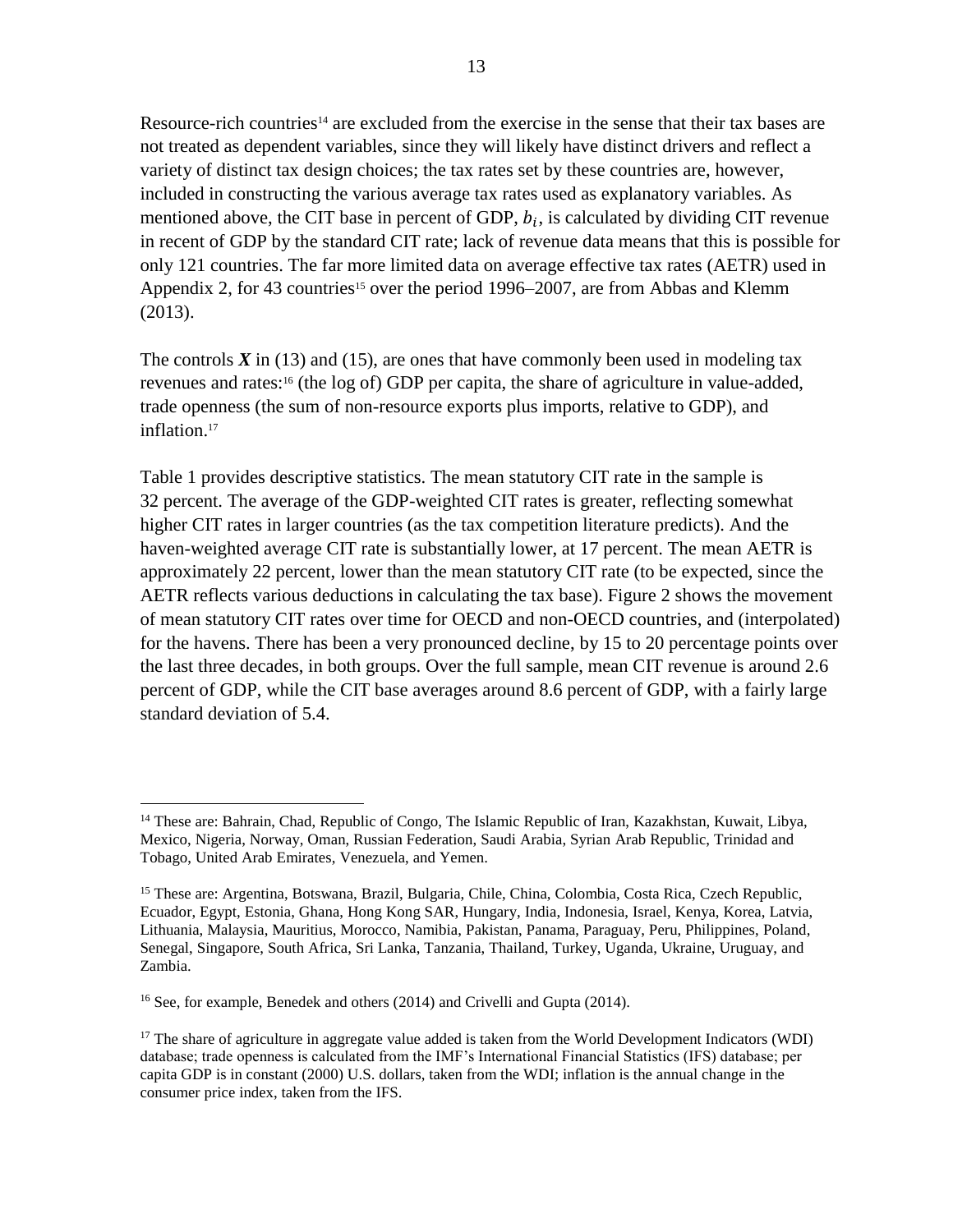Resource-rich countries[14] are excluded from the exercise in the sense that their tax bases are not treated as dependent variables, since they will likely have distinct drivers and reflect a variety of distinct tax design choices; the tax rates set by these countries are, however, included in constructing the various average tax rates used as explanatory variables. As mentioned above, the CIT base in percent of GDP, $b_i$, is calculated by dividing CIT revenue in recent of GDP by the standard CIT rate; lack of revenue data means that this is possible for only 121 countries. The far more limited data on average effective tax rates (AETR) used in Appendix 2, for 43 countries[15] over the period 1996–2007, are from Abbas and Klemm (2013).

The controls $\boldsymbol{X}$ in (13) and (15), are ones that have commonly been used in modeling tax revenues and rates:[16] (the log of) GDP per capita, the share of agriculture in value-added, trade openness (the sum of non-resource exports plus imports, relative to GDP), and inflation.[17]

Table 1 provides descriptive statistics. The mean statutory CIT rate in the sample is 32 percent. The average of the GDP-weighted CIT rates is greater, reflecting somewhat higher CIT rates in larger countries (as the tax competition literature predicts). And the haven-weighted average CIT rate is substantially lower, at 17 percent. The mean AETR is approximately 22 percent, lower than the mean statutory CIT rate (to be expected, since the AETR reflects various deductions in calculating the tax base). Figure 2 shows the movement of mean statutory CIT rates over time for OECD and non-OECD countries, and (interpolated) for the havens. There has been a very pronounced decline, by 15 to 20 percentage points over the last three decades, in both groups. Over the full sample, mean CIT revenue is around 2.6 percent of GDP, while the CIT base averages around 8.6 percent of GDP, with a fairly large standard deviation of 5.4.

---

[14] These are: Bahrain, Chad, Republic of Congo, The Islamic Republic of Iran, Kazakhstan, Kuwait, Libya, Mexico, Nigeria, Norway, Oman, Russian Federation, Saudi Arabia, Syrian Arab Republic, Trinidad and Tobago, United Arab Emirates, Venezuela, and Yemen.

[15] These are: Argentina, Botswana, Brazil, Bulgaria, Chile, China, Colombia, Costa Rica, Czech Republic, Ecuador, Egypt, Estonia, Ghana, Hong Kong SAR, Hungary, India, Indonesia, Israel, Kenya, Korea, Latvia, Lithuania, Malaysia, Mauritius, Morocco, Namibia, Pakistan, Panama, Paraguay, Peru, Philippines, Poland, Senegal, Singapore, South Africa, Sri Lanka, Tanzania, Thailand, Turkey, Uganda, Ukraine, Uruguay, and Zambia.

[16] See, for example, Benedek and others (2014) and Crivelli and Gupta (2014).

[17] The share of agriculture in aggregate value added is taken from the World Development Indicators (WDI) database; trade openness is calculated from the IMF's International Financial Statistics (IFS) database; per capita GDP is in constant (2000) U.S. dollars, taken from the WDI; inflation is the annual change in the consumer price index, taken from the IFS.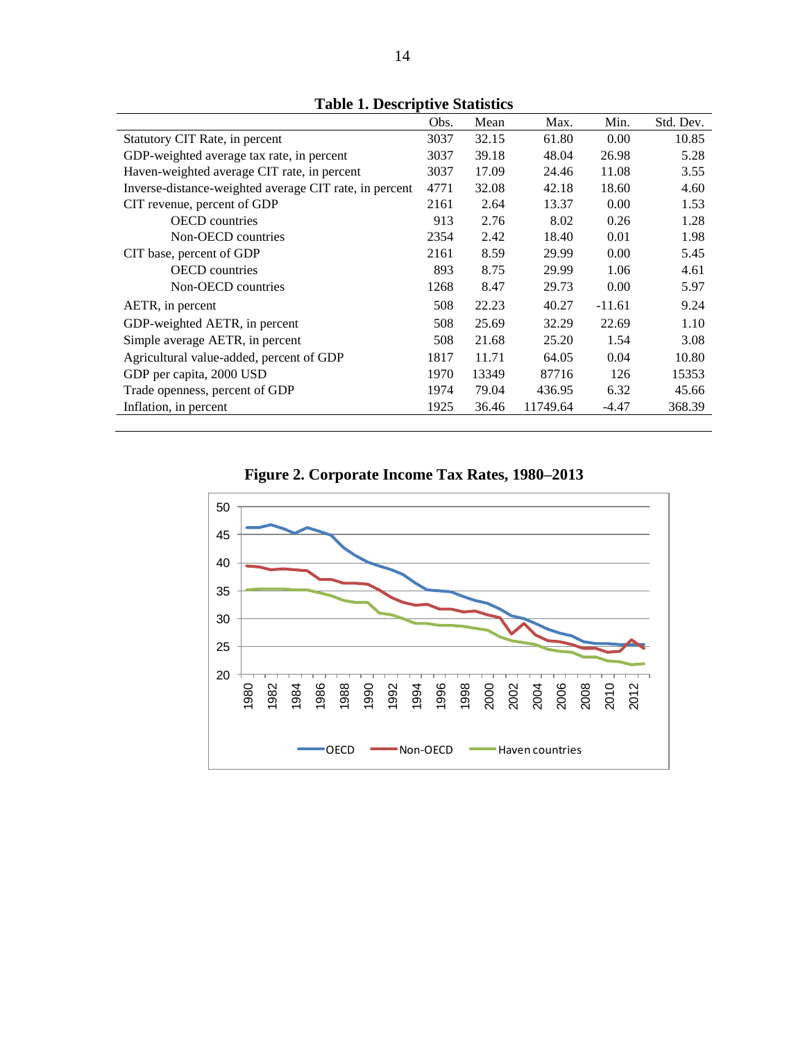**Table 1. Descriptive Statistics**

| | Obs. | Mean | Max. | Min. | Std. Dev. |
|---|---|---|---|---|---|
| Statutory CIT Rate, in percent | 3037 | 32.15 | 61.80 | 0.00 | 10.85 |
| GDP-weighted average tax rate, in percent | 3037 | 39.18 | 48.04 | 26.98 | 5.28 |
| Haven-weighted average CIT rate, in percent | 3037 | 17.09 | 24.46 | 11.08 | 3.55 |
| Inverse-distance-weighted average CIT rate, in percent | 4771 | 32.08 | 42.18 | 18.60 | 4.60 |
| CIT revenue, percent of GDP | 2161 | 2.64 | 13.37 | 0.00 | 1.53 |
| OECD countries | 913 | 2.76 | 8.02 | 0.26 | 1.28 |
| Non-OECD countries | 2354 | 2.42 | 18.40 | 0.01 | 1.98 |
| CIT base, percent of GDP | 2161 | 8.59 | 29.99 | 0.00 | 5.45 |
| OECD countries | 893 | 8.75 | 29.99 | 1.06 | 4.61 |
| Non-OECD countries | 1268 | 8.47 | 29.73 | 0.00 | 5.97 |
| AETR, in percent | 508 | 22.23 | 40.27 | -11.61 | 9.24 |
| GDP-weighted AETR, in percent | 508 | 25.69 | 32.29 | 22.69 | 1.10 |
| Simple average AETR, in percent | 508 | 21.68 | 25.20 | 1.54 | 3.08 |
| Agricultural value-added, percent of GDP | 1817 | 11.71 | 64.05 | 0.04 | 10.80 |
| GDP per capita, 2000 USD | 1970 | 13349 | 87716 | 126 | 15353 |
| Trade openness, percent of GDP | 1974 | 79.04 | 436.95 | 6.32 | 45.66 |
| Inflation, in percent | 1925 | 36.46 | 11749.64 | -4.47 | 368.39 |

**Figure 2. Corporate Income Tax Rates, 1980–2013**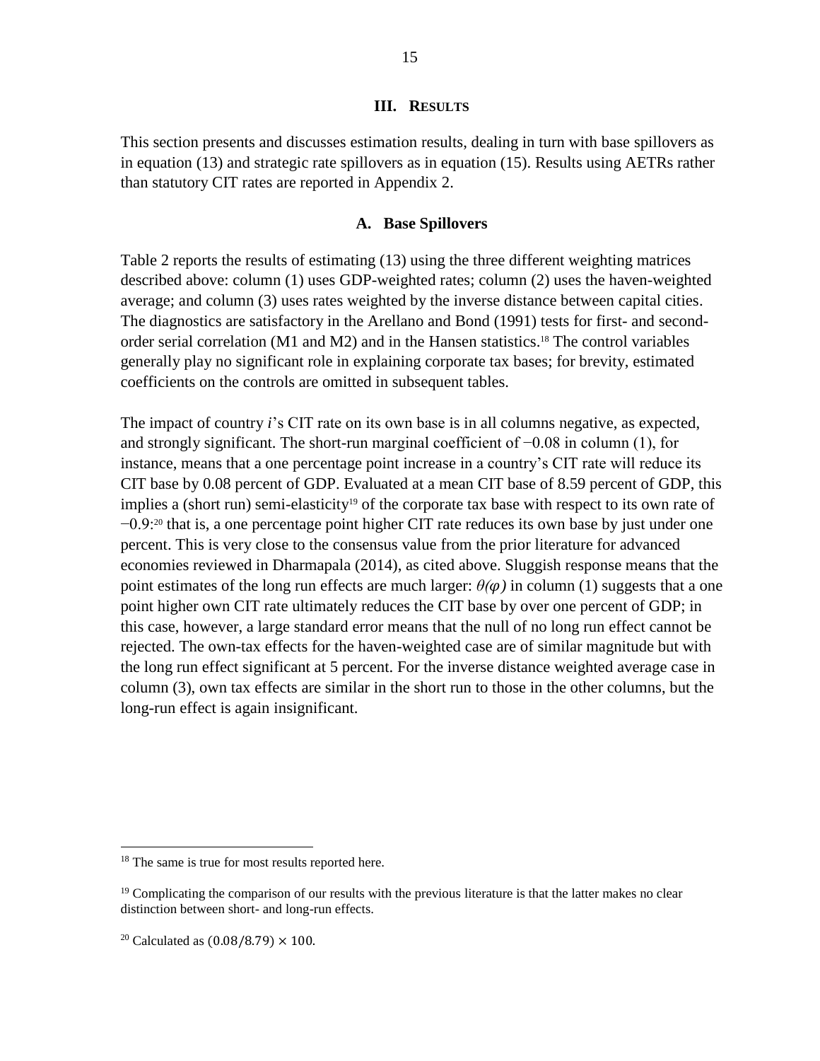## III. Results

This section presents and discusses estimation results, dealing in turn with base spillovers as in equation (13) and strategic rate spillovers as in equation (15). Results using AETRs rather than statutory CIT rates are reported in Appendix 2.

### A. Base Spillovers

Table 2 reports the results of estimating (13) using the three different weighting matrices described above: column (1) uses GDP-weighted rates; column (2) uses the haven-weighted average; and column (3) uses rates weighted by the inverse distance between capital cities. The diagnostics are satisfactory in the Arellano and Bond (1991) tests for first- and second-order serial correlation (M1 and M2) and in the Hansen statistics.[18] The control variables generally play no significant role in explaining corporate tax bases; for brevity, estimated coefficients on the controls are omitted in subsequent tables.

The impact of country *i*'s CIT rate on its own base is in all columns negative, as expected, and strongly significant. The short-run marginal coefficient of −0.08 in column (1), for instance, means that a one percentage point increase in a country's CIT rate will reduce its CIT base by 0.08 percent of GDP. Evaluated at a mean CIT base of 8.59 percent of GDP, this implies a (short run) semi-elasticity[19] of the corporate tax base with respect to its own rate of −0.9:[20] that is, a one percentage point higher CIT rate reduces its own base by just under one percent. This is very close to the consensus value from the prior literature for advanced economies reviewed in Dharmapala (2014), as cited above. Sluggish response means that the point estimates of the long run effects are much larger: $\theta(\varphi)$ in column (1) suggests that a one point higher own CIT rate ultimately reduces the CIT base by over one percent of GDP; in this case, however, a large standard error means that the null of no long run effect cannot be rejected. The own-tax effects for the haven-weighted case are of similar magnitude but with the long run effect significant at 5 percent. For the inverse distance weighted average case in column (3), own tax effects are similar in the short run to those in the other columns, but the long-run effect is again insignificant.

[18] The same is true for most results reported here.

[19] Complicating the comparison of our results with the previous literature is that the latter makes no clear distinction between short- and long-run effects.

[20] Calculated as $(0.08/8.79) \times 100$.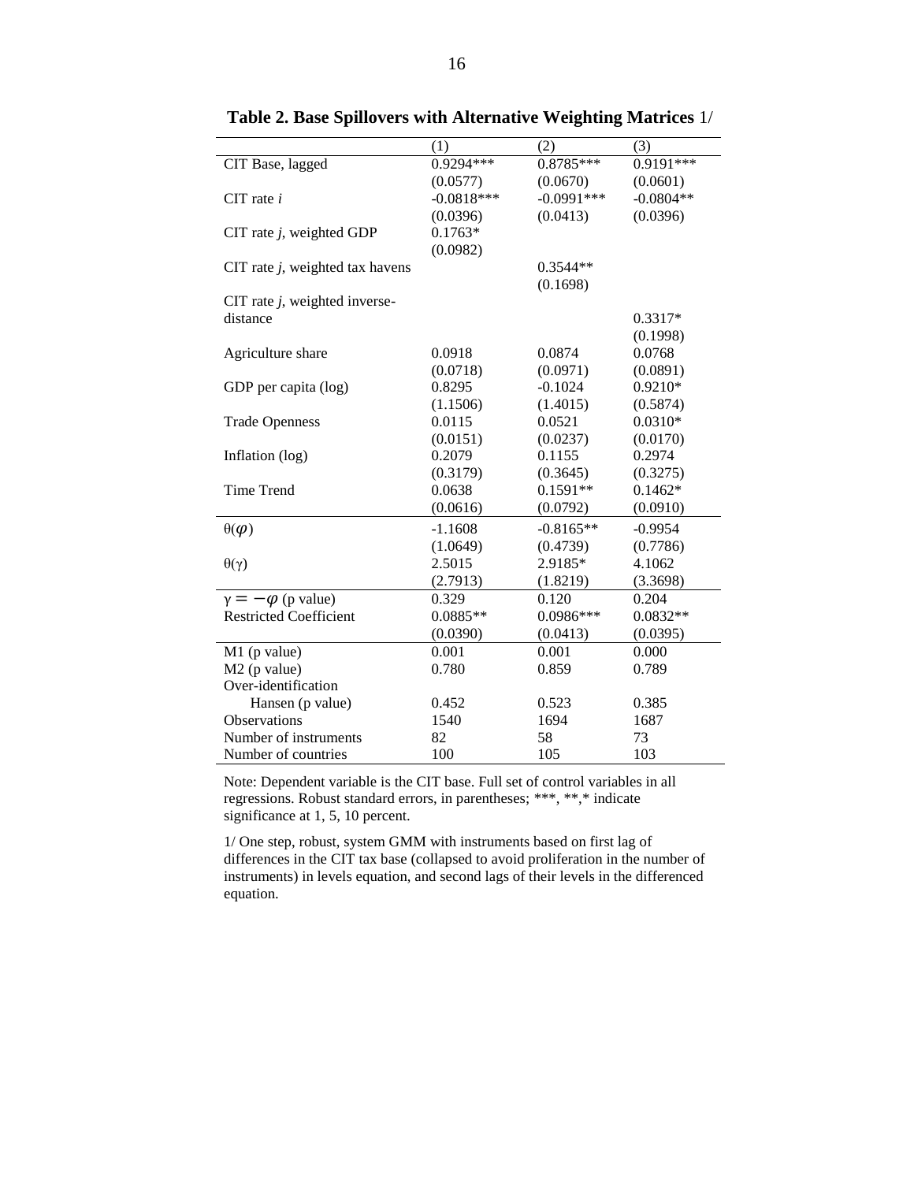**Table 2. Base Spillovers with Alternative Weighting Matrices** 1/

| | (1) | (2) | (3) |
|---|---|---|---|
| CIT Base, lagged | 0.9294*** | 0.8785*** | 0.9191*** |
| | (0.0577) | (0.0670) | (0.0601) |
| CIT rate *i* | -0.0818*** | -0.0991*** | -0.0804** |
| | (0.0396) | (0.0413) | (0.0396) |
| CIT rate *j*, weighted GDP | 0.1763* | | |
| | (0.0982) | | |
| CIT rate *j*, weighted tax havens | | 0.3544** | |
| | | (0.1698) | |
| CIT rate *j*, weighted inverse-distance | | | 0.3317* |
| | | | (0.1998) |
| Agriculture share | 0.0918 | 0.0874 | 0.0768 |
| | (0.0718) | (0.0971) | (0.0891) |
| GDP per capita (log) | 0.8295 | -0.1024 | 0.9210* |
| | (1.1506) | (1.4015) | (0.5874) |
| Trade Openness | 0.0115 | 0.0521 | 0.0310* |
| | (0.0151) | (0.0237) | (0.0170) |
| Inflation (log) | 0.2079 | 0.1155 | 0.2974 |
| | (0.3179) | (0.3645) | (0.3275) |
| Time Trend | 0.0638 | 0.1591** | 0.1462* |
| | (0.0616) | (0.0792) | (0.0910) |
| $\theta(\varphi)$ | -1.1608 | -0.8165** | -0.9954 |
| | (1.0649) | (0.4739) | (0.7786) |
| $\theta(\gamma)$ | 2.5015 | 2.9185* | 4.1062 |
| | (2.7913) | (1.8219) | (3.3698) |
| $\gamma = -\varphi$ (p value) | 0.329 | 0.120 | 0.204 |
| Restricted Coefficient | 0.0885** | 0.0986*** | 0.0832** |
| | (0.0390) | (0.0413) | (0.0395) |
| M1 (p value) | 0.001 | 0.001 | 0.000 |
| M2 (p value) | 0.780 | 0.859 | 0.789 |
| Over-identification Hansen (p value) | 0.452 | 0.523 | 0.385 |
| Observations | 1540 | 1694 | 1687 |
| Number of instruments | 82 | 58 | 73 |
| Number of countries | 100 | 105 | 103 |

Note: Dependent variable is the CIT base. Full set of control variables in all regressions. Robust standard errors, in parentheses; ***, **,* indicate significance at 1, 5, 10 percent.

1/ One step, robust, system GMM with instruments based on first lag of differences in the CIT tax base (collapsed to avoid proliferation in the number of instruments) in levels equation, and second lags of their levels in the differenced equation.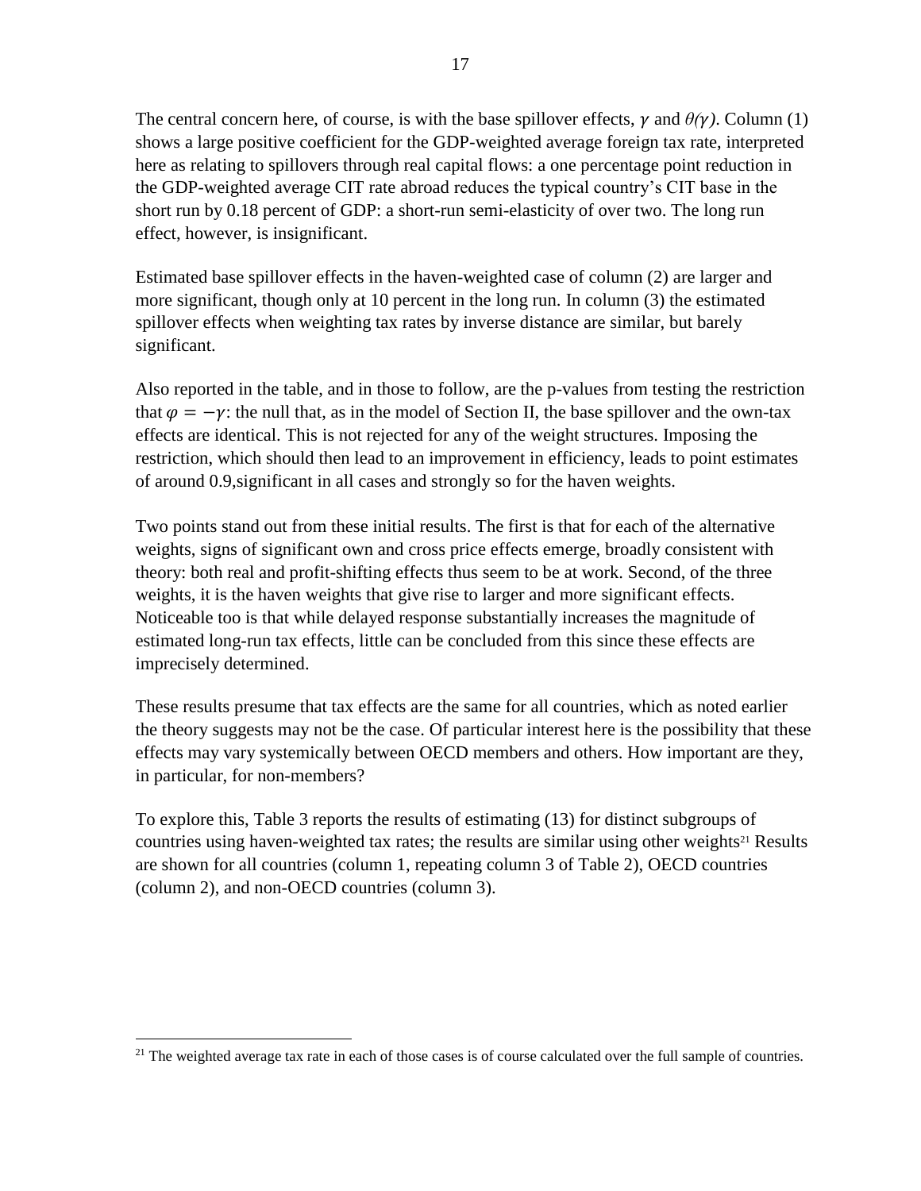The central concern here, of course, is with the base spillover effects, $\gamma$ and $\theta(\gamma)$. Column (1) shows a large positive coefficient for the GDP-weighted average foreign tax rate, interpreted here as relating to spillovers through real capital flows: a one percentage point reduction in the GDP-weighted average CIT rate abroad reduces the typical country's CIT base in the short run by 0.18 percent of GDP: a short-run semi-elasticity of over two. The long run effect, however, is insignificant.

Estimated base spillover effects in the haven-weighted case of column (2) are larger and more significant, though only at 10 percent in the long run. In column (3) the estimated spillover effects when weighting tax rates by inverse distance are similar, but barely significant.

Also reported in the table, and in those to follow, are the p-values from testing the restriction that $\varphi = -\gamma$: the null that, as in the model of Section II, the base spillover and the own-tax effects are identical. This is not rejected for any of the weight structures. Imposing the restriction, which should then lead to an improvement in efficiency, leads to point estimates of around 0.9,significant in all cases and strongly so for the haven weights.

Two points stand out from these initial results. The first is that for each of the alternative weights, signs of significant own and cross price effects emerge, broadly consistent with theory: both real and profit-shifting effects thus seem to be at work. Second, of the three weights, it is the haven weights that give rise to larger and more significant effects. Noticeable too is that while delayed response substantially increases the magnitude of estimated long-run tax effects, little can be concluded from this since these effects are imprecisely determined.

These results presume that tax effects are the same for all countries, which as noted earlier the theory suggests may not be the case. Of particular interest here is the possibility that these effects may vary systemically between OECD members and others. How important are they, in particular, for non-members?

To explore this, Table 3 reports the results of estimating (13) for distinct subgroups of countries using haven-weighted tax rates; the results are similar using other weights[21] Results are shown for all countries (column 1, repeating column 3 of Table 2), OECD countries (column 2), and non-OECD countries (column 3).

[21] The weighted average tax rate in each of those cases is of course calculated over the full sample of countries.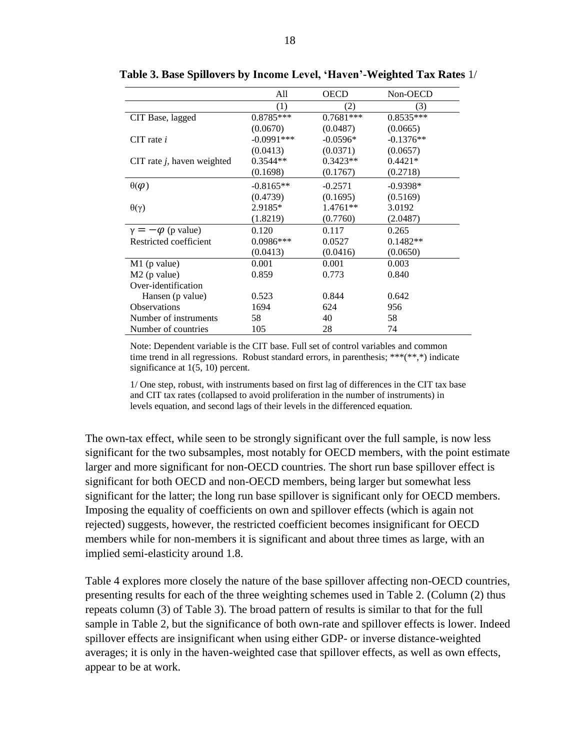**Table 3. Base Spillovers by Income Level, 'Haven'-Weighted Tax Rates** 1/

| | All | OECD | Non-OECD |
|---|---|---|---|
| | (1) | (2) | (3) |
| CIT Base, lagged | 0.8785*** | 0.7681*** | 0.8535*** |
| | (0.0670) | (0.0487) | (0.0665) |
| CIT rate *i* | -0.0991*** | -0.0596* | -0.1376** |
| | (0.0413) | (0.0371) | (0.0657) |
| CIT rate *j*, haven weighted | 0.3544** | 0.3423** | 0.4421* |
| | (0.1698) | (0.1767) | (0.2718) |
| $\theta(\varphi)$ | -0.8165** | -0.2571 | -0.9398* |
| | (0.4739) | (0.1695) | (0.5169) |
| $\theta(\gamma)$ | 2.9185* | 1.4761** | 3.0192 |
| | (1.8219) | (0.7760) | (2.0487) |
| $\gamma = -\varphi$ (p value) | 0.120 | 0.117 | 0.265 |
| Restricted coefficient | 0.0986*** | 0.0527 | 0.1482** |
| | (0.0413) | (0.0416) | (0.0650) |
| M1 (p value) | 0.001 | 0.001 | 0.003 |
| M2 (p value) | 0.859 | 0.773 | 0.840 |
| Over-identification Hansen (p value) | 0.523 | 0.844 | 0.642 |
| Observations | 1694 | 624 | 956 |
| Number of instruments | 58 | 40 | 58 |
| Number of countries | 105 | 28 | 74 |

Note: Dependent variable is the CIT base. Full set of control variables and common time trend in all regressions. Robust standard errors, in parenthesis; ***(**,*) indicate significance at 1(5, 10) percent.

1/ One step, robust, with instruments based on first lag of differences in the CIT tax base and CIT tax rates (collapsed to avoid proliferation in the number of instruments) in levels equation, and second lags of their levels in the differenced equation.

The own-tax effect, while seen to be strongly significant over the full sample, is now less significant for the two subsamples, most notably for OECD members, with the point estimate larger and more significant for non-OECD countries. The short run base spillover effect is significant for both OECD and non-OECD members, being larger but somewhat less significant for the latter; the long run base spillover is significant only for OECD members. Imposing the equality of coefficients on own and spillover effects (which is again not rejected) suggests, however, the restricted coefficient becomes insignificant for OECD members while for non-members it is significant and about three times as large, with an implied semi-elasticity around 1.8.

Table 4 explores more closely the nature of the base spillover affecting non-OECD countries, presenting results for each of the three weighting schemes used in Table 2. (Column (2) thus repeats column (3) of Table 3). The broad pattern of results is similar to that for the full sample in Table 2, but the significance of both own-rate and spillover effects is lower. Indeed spillover effects are insignificant when using either GDP- or inverse distance-weighted averages; it is only in the haven-weighted case that spillover effects, as well as own effects, appear to be at work.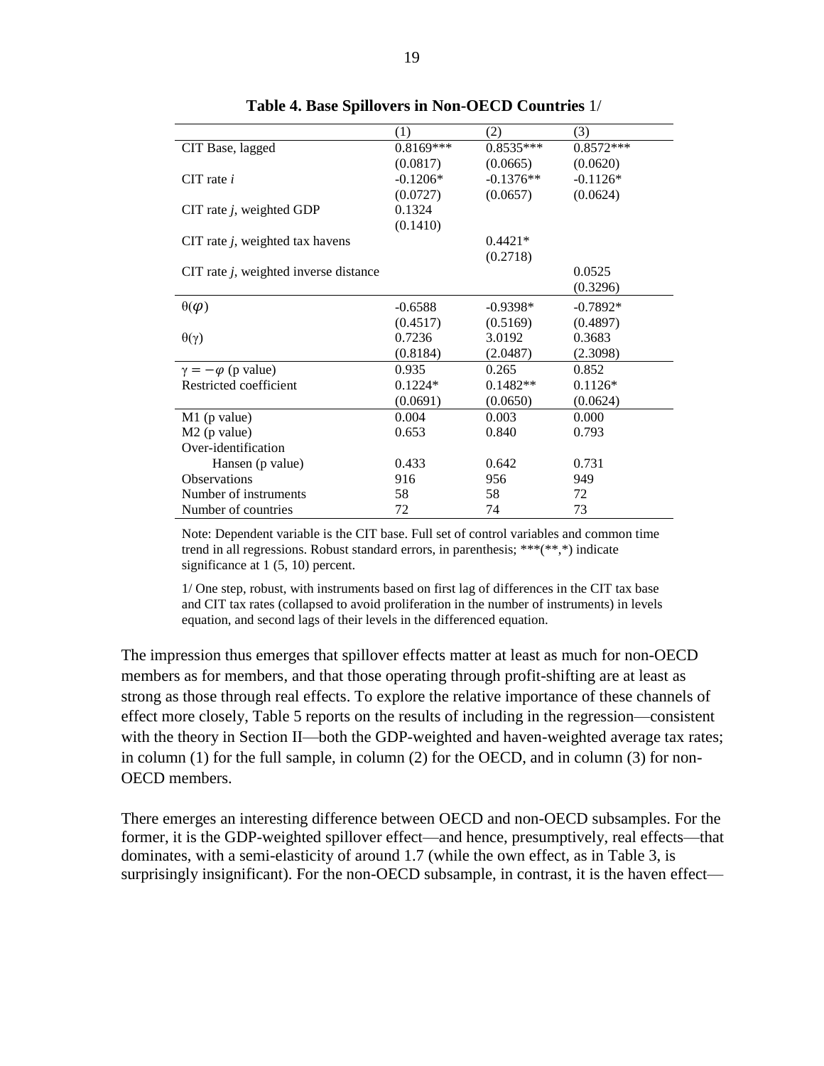**Table 4. Base Spillovers in Non-OECD Countries** 1/

| | (1) | (2) | (3) |
|---|---|---|---|
| CIT Base, lagged | 0.8169*** | 0.8535*** | 0.8572*** |
| | (0.0817) | (0.0665) | (0.0620) |
| CIT rate *i* | -0.1206* | -0.1376** | -0.1126* |
| | (0.0727) | (0.0657) | (0.0624) |
| CIT rate *j*, weighted GDP | 0.1324 | | |
| | (0.1410) | | |
| CIT rate *j*, weighted tax havens | | 0.4421* | |
| | | (0.2718) | |
| CIT rate *j*, weighted inverse distance | | | 0.0525 |
| | | | (0.3296) |
| $\theta(\varphi)$ | -0.6588 | -0.9398* | -0.7892* |
| | (0.4517) | (0.5169) | (0.4897) |
| $\theta(\gamma)$ | 0.7236 | 3.0192 | 0.3683 |
| | (0.8184) | (2.0487) | (2.3098) |
| $\gamma = -\varphi$ (p value) | 0.935 | 0.265 | 0.852 |
| Restricted coefficient | 0.1224* | 0.1482** | 0.1126* |
| | (0.0691) | (0.0650) | (0.0624) |
| M1 (p value) | 0.004 | 0.003 | 0.000 |
| M2 (p value) | 0.653 | 0.840 | 0.793 |
| Over-identification | | | |
| Hansen (p value) | 0.433 | 0.642 | 0.731 |
| Observations | 916 | 956 | 949 |
| Number of instruments | 58 | 58 | 72 |
| Number of countries | 72 | 74 | 73 |

Note: Dependent variable is the CIT base. Full set of control variables and common time trend in all regressions. Robust standard errors, in parenthesis; ***(**,*) indicate significance at 1 (5, 10) percent.

1/ One step, robust, with instruments based on first lag of differences in the CIT tax base and CIT tax rates (collapsed to avoid proliferation in the number of instruments) in levels equation, and second lags of their levels in the differenced equation.

The impression thus emerges that spillover effects matter at least as much for non-OECD members as for members, and that those operating through profit-shifting are at least as strong as those through real effects. To explore the relative importance of these channels of effect more closely, Table 5 reports on the results of including in the regression—consistent with the theory in Section II—both the GDP-weighted and haven-weighted average tax rates; in column (1) for the full sample, in column (2) for the OECD, and in column (3) for non-OECD members.

There emerges an interesting difference between OECD and non-OECD subsamples. For the former, it is the GDP-weighted spillover effect—and hence, presumptively, real effects—that dominates, with a semi-elasticity of around 1.7 (while the own effect, as in Table 3, is surprisingly insignificant). For the non-OECD subsample, in contrast, it is the haven effect—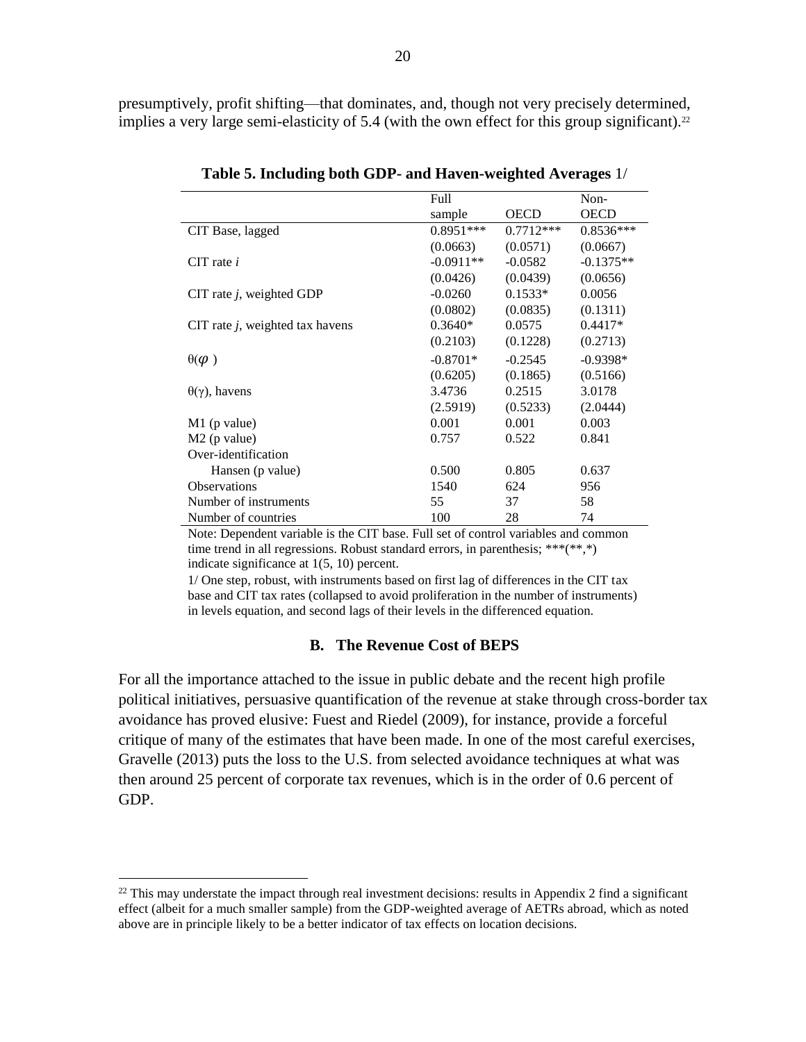presumptively, profit shifting—that dominates, and, though not very precisely determined, implies a very large semi-elasticity of 5.4 (with the own effect for this group significant).[22]

**Table 5. Including both GDP- and Haven-weighted Averages** 1/

| | Full sample | OECD | Non-OECD |
|---|---|---|---|
| CIT Base, lagged | 0.8951*** | 0.7712*** | 0.8536*** |
| | (0.0663) | (0.0571) | (0.0667) |
| CIT rate $i$ | -0.0911** | -0.0582 | -0.1375** |
| | (0.0426) | (0.0439) | (0.0656) |
| CIT rate $j$, weighted GDP | -0.0260 | 0.1533* | 0.0056 |
| | (0.0802) | (0.0835) | (0.1311) |
| CIT rate $j$, weighted tax havens | 0.3640* | 0.0575 | 0.4417* |
| | (0.2103) | (0.1228) | (0.2713) |
| $\theta(\varphi)$ | -0.8701* | -0.2545 | -0.9398* |
| | (0.6205) | (0.1865) | (0.5166) |
| $\theta(\gamma)$, havens | 3.4736 | 0.2515 | 3.0178 |
| | (2.5919) | (0.5233) | (2.0444) |
| M1 (p value) | 0.001 | 0.001 | 0.003 |
| M2 (p value) | 0.757 | 0.522 | 0.841 |
| Over-identification | | | |
| Hansen (p value) | 0.500 | 0.805 | 0.637 |
| Observations | 1540 | 624 | 956 |
| Number of instruments | 55 | 37 | 58 |
| Number of countries | 100 | 28 | 74 |

Note: Dependent variable is the CIT base. Full set of control variables and common time trend in all regressions. Robust standard errors, in parenthesis; ***(**,*) indicate significance at 1(5, 10) percent.

1/ One step, robust, with instruments based on first lag of differences in the CIT tax base and CIT tax rates (collapsed to avoid proliferation in the number of instruments) in levels equation, and second lags of their levels in the differenced equation.

### B. The Revenue Cost of BEPS

For all the importance attached to the issue in public debate and the recent high profile political initiatives, persuasive quantification of the revenue at stake through cross-border tax avoidance has proved elusive: Fuest and Riedel (2009), for instance, provide a forceful critique of many of the estimates that have been made. In one of the most careful exercises, Gravelle (2013) puts the loss to the U.S. from selected avoidance techniques at what was then around 25 percent of corporate tax revenues, which is in the order of 0.6 percent of GDP.

[22] This may understate the impact through real investment decisions: results in Appendix 2 find a significant effect (albeit for a much smaller sample) from the GDP-weighted average of AETRs abroad, which as noted above are in principle likely to be a better indicator of tax effects on location decisions.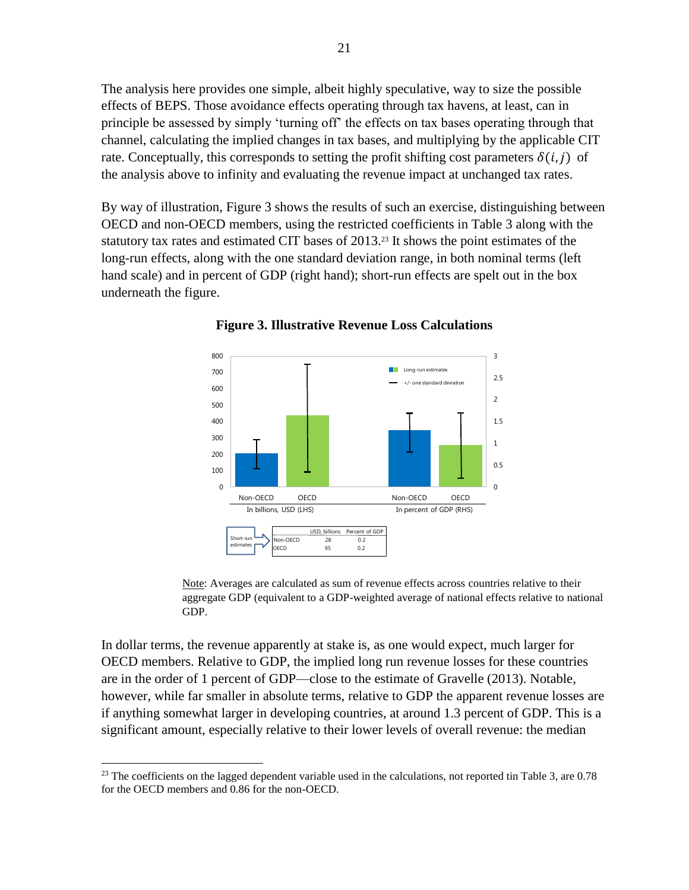The analysis here provides one simple, albeit highly speculative, way to size the possible effects of BEPS. Those avoidance effects operating through tax havens, at least, can in principle be assessed by simply 'turning off' the effects on tax bases operating through that channel, calculating the implied changes in tax bases, and multiplying by the applicable CIT rate. Conceptually, this corresponds to setting the profit shifting cost parameters $\delta(i, j)$ of the analysis above to infinity and evaluating the revenue impact at unchanged tax rates.

By way of illustration, Figure 3 shows the results of such an exercise, distinguishing between OECD and non-OECD members, using the restricted coefficients in Table 3 along with the statutory tax rates and estimated CIT bases of 2013.[23] It shows the point estimates of the long-run effects, along with the one standard deviation range, in both nominal terms (left hand scale) and in percent of GDP (right hand); short-run effects are spelt out in the box underneath the figure.

**Figure 3. Illustrative Revenue Loss Calculations**

Short-run estimates:

| | USD, billions | Percent of GDP |
|---|---|---|
| Non-OECD | 28 | 0.2 |
| OECD | 95 | 0.2 |

Note: Averages are calculated as sum of revenue effects across countries relative to their aggregate GDP (equivalent to a GDP-weighted average of national effects relative to national GDP.

In dollar terms, the revenue apparently at stake is, as one would expect, much larger for OECD members. Relative to GDP, the implied long run revenue losses for these countries are in the order of 1 percent of GDP—close to the estimate of Gravelle (2013). Notable, however, while far smaller in absolute terms, relative to GDP the apparent revenue losses are if anything somewhat larger in developing countries, at around 1.3 percent of GDP. This is a significant amount, especially relative to their lower levels of overall revenue: the median

[23] The coefficients on the lagged dependent variable used in the calculations, not reported tin Table 3, are 0.78 for the OECD members and 0.86 for the non-OECD.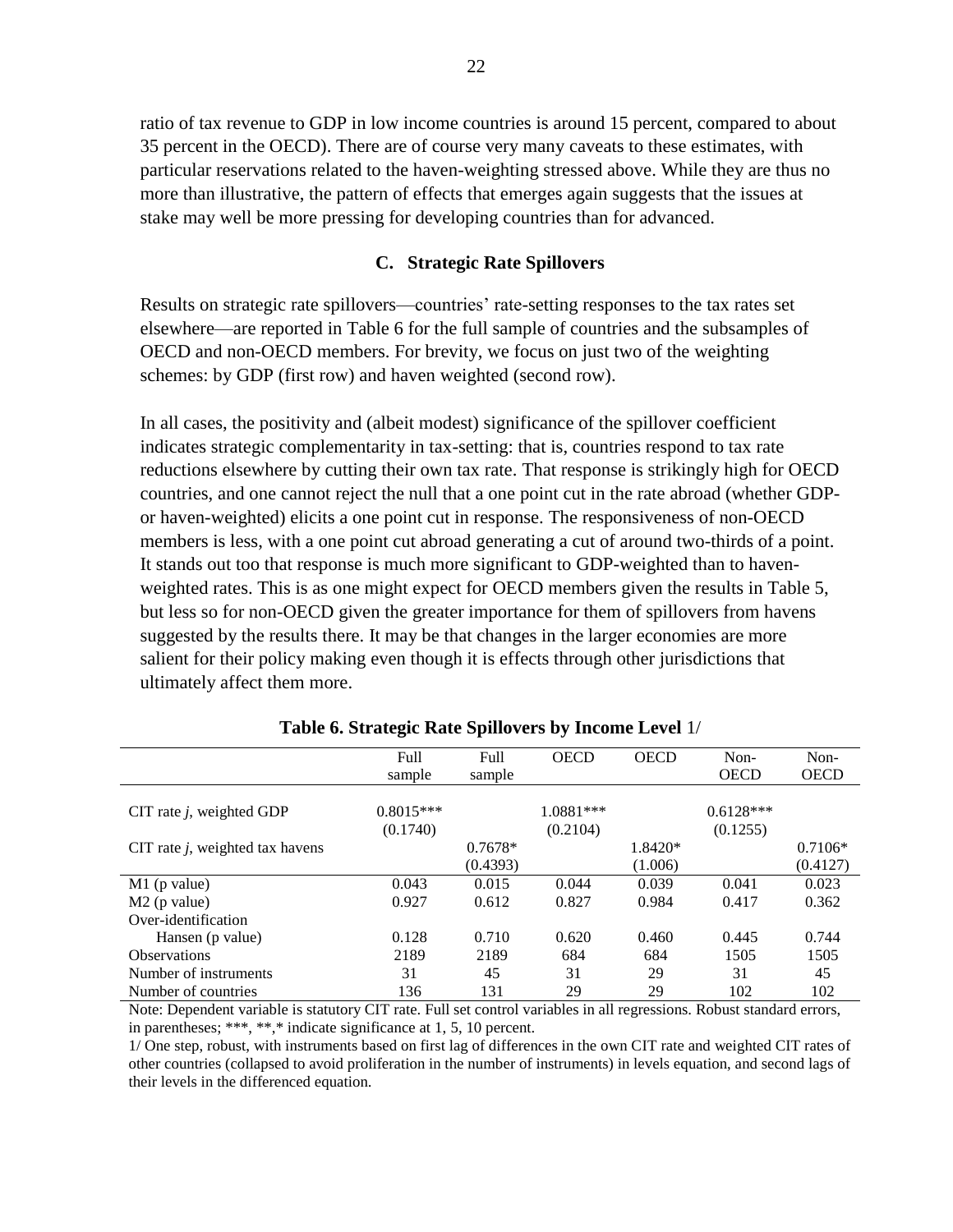ratio of tax revenue to GDP in low income countries is around 15 percent, compared to about 35 percent in the OECD). There are of course very many caveats to these estimates, with particular reservations related to the haven-weighting stressed above. While they are thus no more than illustrative, the pattern of effects that emerges again suggests that the issues at stake may well be more pressing for developing countries than for advanced.

### C. Strategic Rate Spillovers

Results on strategic rate spillovers—countries' rate-setting responses to the tax rates set elsewhere—are reported in Table 6 for the full sample of countries and the subsamples of OECD and non-OECD members. For brevity, we focus on just two of the weighting schemes: by GDP (first row) and haven weighted (second row).

In all cases, the positivity and (albeit modest) significance of the spillover coefficient indicates strategic complementarity in tax-setting: that is, countries respond to tax rate reductions elsewhere by cutting their own tax rate. That response is strikingly high for OECD countries, and one cannot reject the null that a one point cut in the rate abroad (whether GDP- or haven-weighted) elicits a one point cut in response. The responsiveness of non-OECD members is less, with a one point cut abroad generating a cut of around two-thirds of a point. It stands out too that response is much more significant to GDP-weighted than to haven-weighted rates. This is as one might expect for OECD members given the results in Table 5, but less so for non-OECD given the greater importance for them of spillovers from havens suggested by the results there. It may be that changes in the larger economies are more salient for their policy making even though it is effects through other jurisdictions that ultimately affect them more.

**Table 6. Strategic Rate Spillovers by Income Level** 1/

| | Full sample | Full sample | OECD | OECD | Non-OECD | Non-OECD |
|---|---|---|---|---|---|---|
| CIT rate *j*, weighted GDP | 0.8015*** | | 1.0881*** | | 0.6128*** | |
| | (0.1740) | | (0.2104) | | (0.1255) | |
| CIT rate *j*, weighted tax havens | | 0.7678* | | 1.8420* | | 0.7106* |
| | | (0.4393) | | (1.006) | | (0.4127) |
| M1 (p value) | 0.043 | 0.015 | 0.044 | 0.039 | 0.041 | 0.023 |
| M2 (p value) | 0.927 | 0.612 | 0.827 | 0.984 | 0.417 | 0.362 |
| Over-identification | | | | | | |
| Hansen (p value) | 0.128 | 0.710 | 0.620 | 0.460 | 0.445 | 0.744 |
| Observations | 2189 | 2189 | 684 | 684 | 1505 | 1505 |
| Number of instruments | 31 | 45 | 31 | 29 | 31 | 45 |
| Number of countries | 136 | 131 | 29 | 29 | 102 | 102 |

Note: Dependent variable is statutory CIT rate. Full set control variables in all regressions. Robust standard errors, in parentheses; ***, **,* indicate significance at 1, 5, 10 percent.

1/ One step, robust, with instruments based on first lag of differences in the own CIT rate and weighted CIT rates of other countries (collapsed to avoid proliferation in the number of instruments) in levels equation, and second lags of their levels in the differenced equation.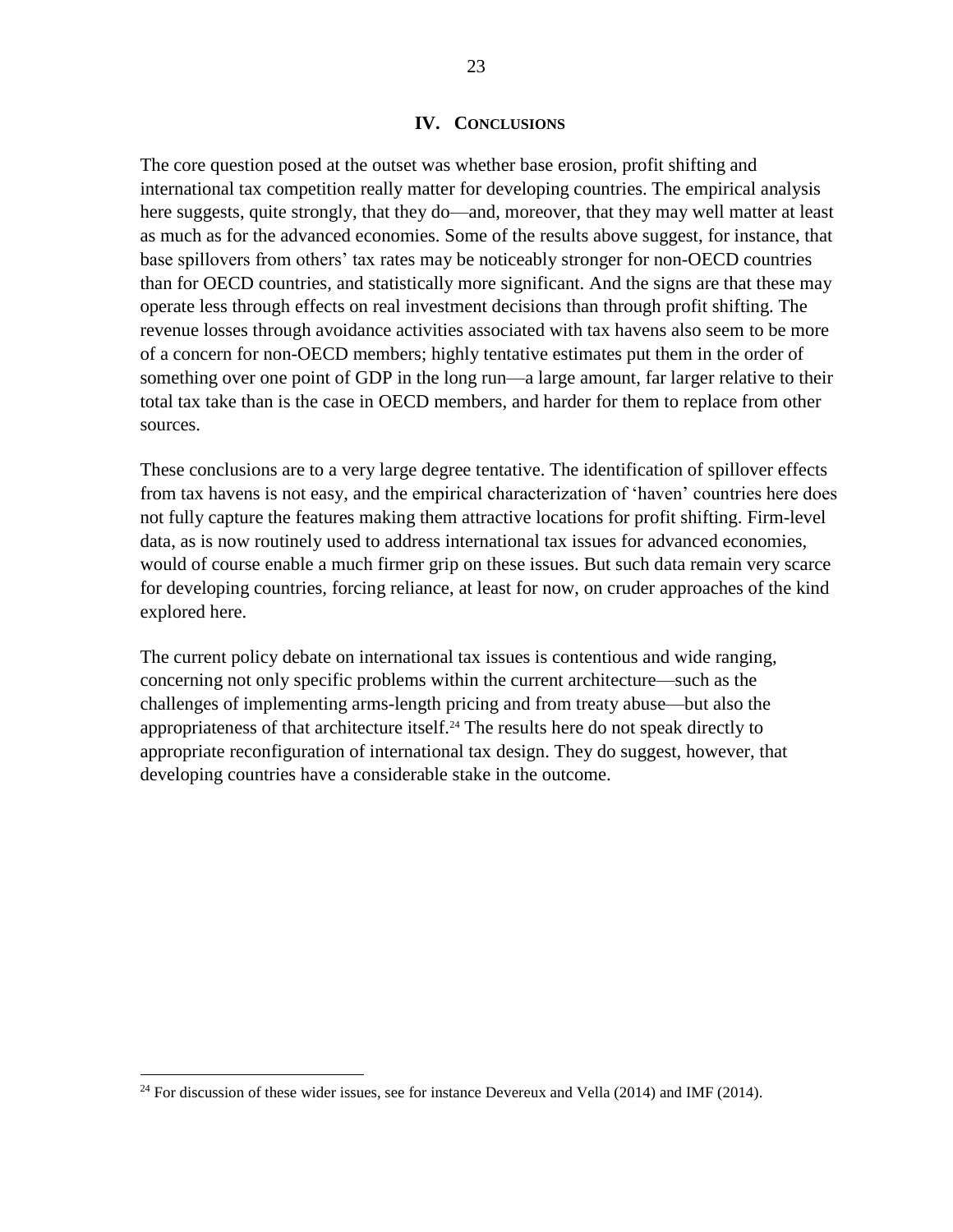## IV. Conclusions

The core question posed at the outset was whether base erosion, profit shifting and international tax competition really matter for developing countries. The empirical analysis here suggests, quite strongly, that they do—and, moreover, that they may well matter at least as much as for the advanced economies. Some of the results above suggest, for instance, that base spillovers from others' tax rates may be noticeably stronger for non-OECD countries than for OECD countries, and statistically more significant. And the signs are that these may operate less through effects on real investment decisions than through profit shifting. The revenue losses through avoidance activities associated with tax havens also seem to be more of a concern for non-OECD members; highly tentative estimates put them in the order of something over one point of GDP in the long run—a large amount, far larger relative to their total tax take than is the case in OECD members, and harder for them to replace from other sources.

These conclusions are to a very large degree tentative. The identification of spillover effects from tax havens is not easy, and the empirical characterization of 'haven' countries here does not fully capture the features making them attractive locations for profit shifting. Firm-level data, as is now routinely used to address international tax issues for advanced economies, would of course enable a much firmer grip on these issues. But such data remain very scarce for developing countries, forcing reliance, at least for now, on cruder approaches of the kind explored here.

The current policy debate on international tax issues is contentious and wide ranging, concerning not only specific problems within the current architecture—such as the challenges of implementing arms-length pricing and from treaty abuse—but also the appropriateness of that architecture itself.[24] The results here do not speak directly to appropriate reconfiguration of international tax design. They do suggest, however, that developing countries have a considerable stake in the outcome.

[24] For discussion of these wider issues, see for instance Devereux and Vella (2014) and IMF (2014).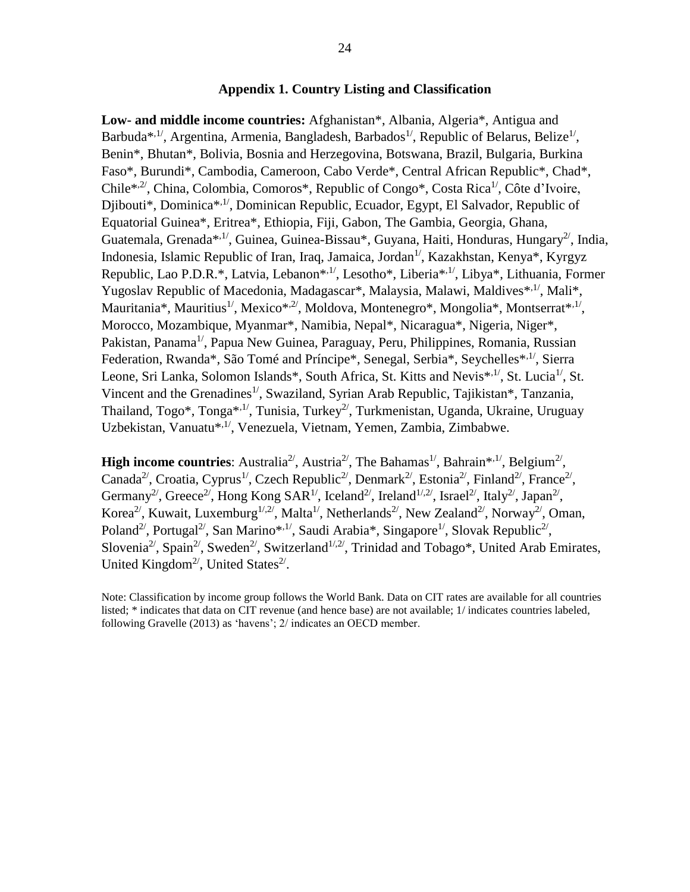## Appendix 1. Country Listing and Classification

**Low- and middle income countries:** Afghanistan*, Albania, Algeria*, Antigua and Barbuda*,[1/], Argentina, Armenia, Bangladesh, Barbados[1/], Republic of Belarus, Belize[1/], Benin*, Bhutan*, Bolivia, Bosnia and Herzegovina, Botswana, Brazil, Bulgaria, Burkina Faso*, Burundi*, Cambodia, Cameroon, Cabo Verde*, Central African Republic*, Chad*, Chile*,[2/], China, Colombia, Comoros*, Republic of Congo*, Costa Rica[1/], Côte d'Ivoire, Djibouti*, Dominica*,[1/], Dominican Republic, Ecuador, Egypt, El Salvador, Republic of Equatorial Guinea*, Eritrea*, Ethiopia, Fiji, Gabon, The Gambia, Georgia, Ghana, Guatemala, Grenada*,[1/], Guinea, Guinea-Bissau*, Guyana, Haiti, Honduras, Hungary[2/], India, Indonesia, Islamic Republic of Iran, Iraq, Jamaica, Jordan[1/], Kazakhstan, Kenya*, Kyrgyz Republic, Lao P.D.R.*, Latvia, Lebanon*,[1/], Lesotho*, Liberia*,[1/], Libya*, Lithuania, Former Yugoslav Republic of Macedonia, Madagascar*, Malaysia, Malawi, Maldives*,[1/], Mali*, Mauritania*, Mauritius[1/], Mexico*,[2/], Moldova, Montenegro*, Mongolia*, Montserrat*,[1/], Morocco, Mozambique, Myanmar*, Namibia, Nepal*, Nicaragua*, Nigeria, Niger*, Pakistan, Panama[1/], Papua New Guinea, Paraguay, Peru, Philippines, Romania, Russian Federation, Rwanda*, São Tomé and Príncipe*, Senegal, Serbia*, Seychelles*,[1/], Sierra Leone, Sri Lanka, Solomon Islands*, South Africa, St. Kitts and Nevis*,[1/], St. Lucia[1/], St. Vincent and the Grenadines[1/], Swaziland, Syrian Arab Republic, Tajikistan*, Tanzania, Thailand, Togo*, Tonga*,[1/], Tunisia, Turkey[2/], Turkmenistan, Uganda, Ukraine, Uruguay Uzbekistan, Vanuatu*,[1/], Venezuela, Vietnam, Yemen, Zambia, Zimbabwe.

**High income countries**: Australia[2/], Austria[2/], The Bahamas[1/], Bahrain*,[1/], Belgium[2/], Canada[2/], Croatia, Cyprus[1/], Czech Republic[2/], Denmark[2/], Estonia[2/], Finland[2/], France[2/], Germany[2/], Greece[2/], Hong Kong SAR[1/], Iceland[2/], Ireland[1/,2/], Israel[2/], Italy[2/], Japan[2/], Korea[2/], Kuwait, Luxemburg[1/,2/], Malta[1/], Netherlands[2/], New Zealand[2/], Norway[2/], Oman, Poland[2/], Portugal[2/], San Marino*,[1/], Saudi Arabia*, Singapore[1/], Slovak Republic[2/], Slovenia[2/], Spain[2/], Sweden[2/], Switzerland[1/,2/], Trinidad and Tobago*, United Arab Emirates, United Kingdom[2/], United States[2/].

Note: Classification by income group follows the World Bank. Data on CIT rates are available for all countries listed; * indicates that data on CIT revenue (and hence base) are not available; 1/ indicates countries labeled, following Gravelle (2013) as 'havens'; 2/ indicates an OECD member.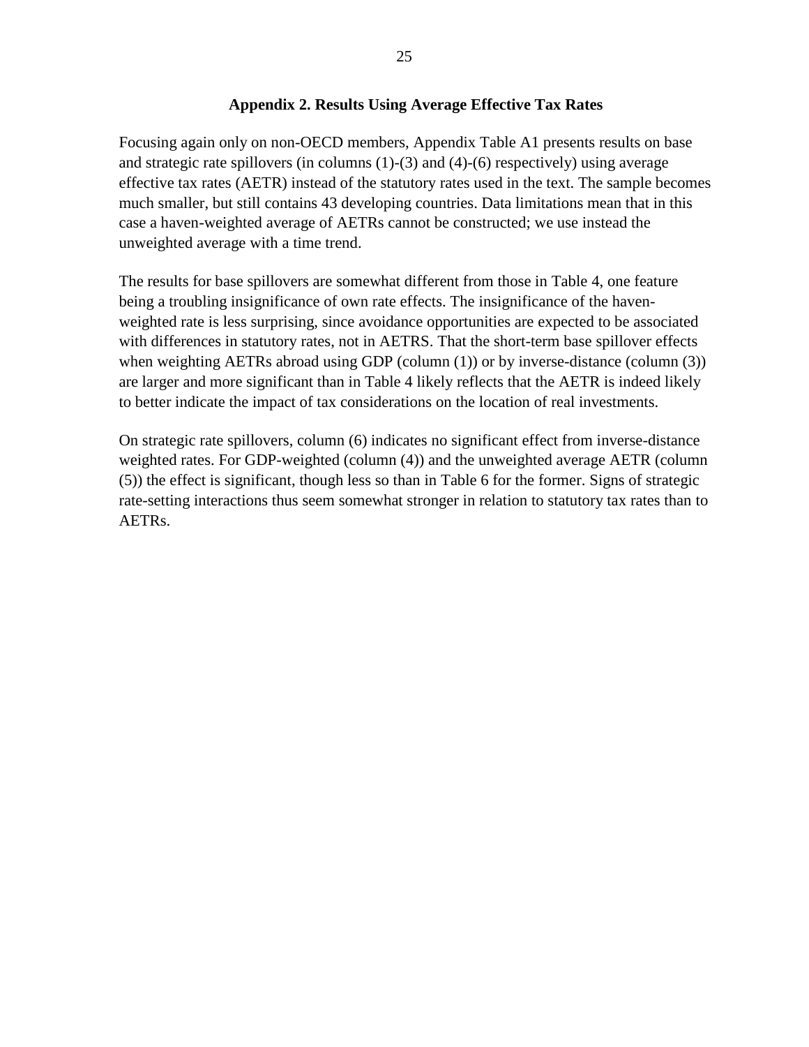## Appendix 2. Results Using Average Effective Tax Rates

Focusing again only on non-OECD members, Appendix Table A1 presents results on base and strategic rate spillovers (in columns (1)-(3) and (4)-(6) respectively) using average effective tax rates (AETR) instead of the statutory rates used in the text. The sample becomes much smaller, but still contains 43 developing countries. Data limitations mean that in this case a haven-weighted average of AETRs cannot be constructed; we use instead the unweighted average with a time trend.

The results for base spillovers are somewhat different from those in Table 4, one feature being a troubling insignificance of own rate effects. The insignificance of the haven-weighted rate is less surprising, since avoidance opportunities are expected to be associated with differences in statutory rates, not in AETRS. That the short-term base spillover effects when weighting AETRs abroad using GDP (column (1)) or by inverse-distance (column (3)) are larger and more significant than in Table 4 likely reflects that the AETR is indeed likely to better indicate the impact of tax considerations on the location of real investments.

On strategic rate spillovers, column (6) indicates no significant effect from inverse-distance weighted rates. For GDP-weighted (column (4)) and the unweighted average AETR (column (5)) the effect is significant, though less so than in Table 6 for the former. Signs of strategic rate-setting interactions thus seem somewhat stronger in relation to statutory tax rates than to AETRs.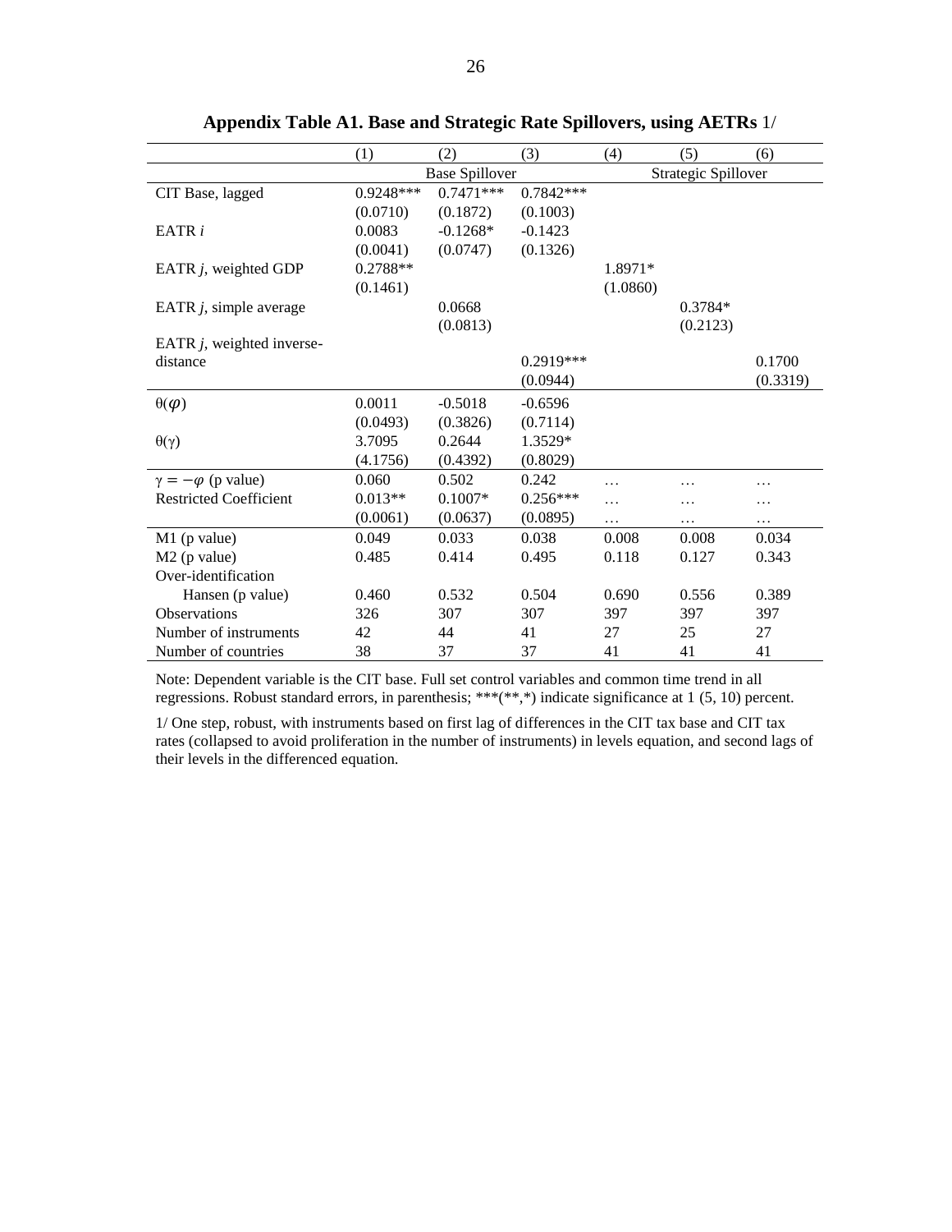**Appendix Table A1. Base and Strategic Rate Spillovers, using AETRs** 1/

| | (1) | (2) | (3) | (4) | (5) | (6) |
|---|---|---|---|---|---|---|
| | Base Spillover | | | Strategic Spillover | | |
| CIT Base, lagged | 0.9248*** | 0.7471*** | 0.7842*** | | | |
| | (0.0710) | (0.1872) | (0.1003) | | | |
| EATR *i* | 0.0083 | -0.1268* | -0.1423 | | | |
| | (0.0041) | (0.0747) | (0.1326) | | | |
| EATR *j*, weighted GDP | 0.2788** | | | 1.8971* | | |
| | (0.1461) | | | (1.0860) | | |
| EATR *j*, simple average | | 0.0668 | | | 0.3784* | |
| | | (0.0813) | | | (0.2123) | |
| EATR *j*, weighted inverse-distance | | | 0.2919*** | | | 0.1700 |
| | | | (0.0944) | | | (0.3319) |
| $\theta(\varphi)$ | 0.0011 | -0.5018 | -0.6596 | | | |
| | (0.0493) | (0.3826) | (0.7114) | | | |
| $\theta(\gamma)$ | 3.7095 | 0.2644 | 1.3529* | | | |
| | (4.1756) | (0.4392) | (0.8029) | | | |
| $\gamma = -\varphi$ (p value) | 0.060 | 0.502 | 0.242 | … | … | … |
| Restricted Coefficient | 0.013** | 0.1007* | 0.256*** | … | … | … |
| | (0.0061) | (0.0637) | (0.0895) | … | … | … |
| M1 (p value) | 0.049 | 0.033 | 0.038 | 0.008 | 0.008 | 0.034 |
| M2 (p value) | 0.485 | 0.414 | 0.495 | 0.118 | 0.127 | 0.343 |
| Over-identification Hansen (p value) | 0.460 | 0.532 | 0.504 | 0.690 | 0.556 | 0.389 |
| Observations | 326 | 307 | 307 | 397 | 397 | 397 |
| Number of instruments | 42 | 44 | 41 | 27 | 25 | 27 |
| Number of countries | 38 | 37 | 37 | 41 | 41 | 41 |

Note: Dependent variable is the CIT base. Full set control variables and common time trend in all regressions. Robust standard errors, in parenthesis; ***(**,*) indicate significance at 1 (5, 10) percent.

1/ One step, robust, with instruments based on first lag of differences in the CIT tax base and CIT tax rates (collapsed to avoid proliferation in the number of instruments) in levels equation, and second lags of their levels in the differenced equation.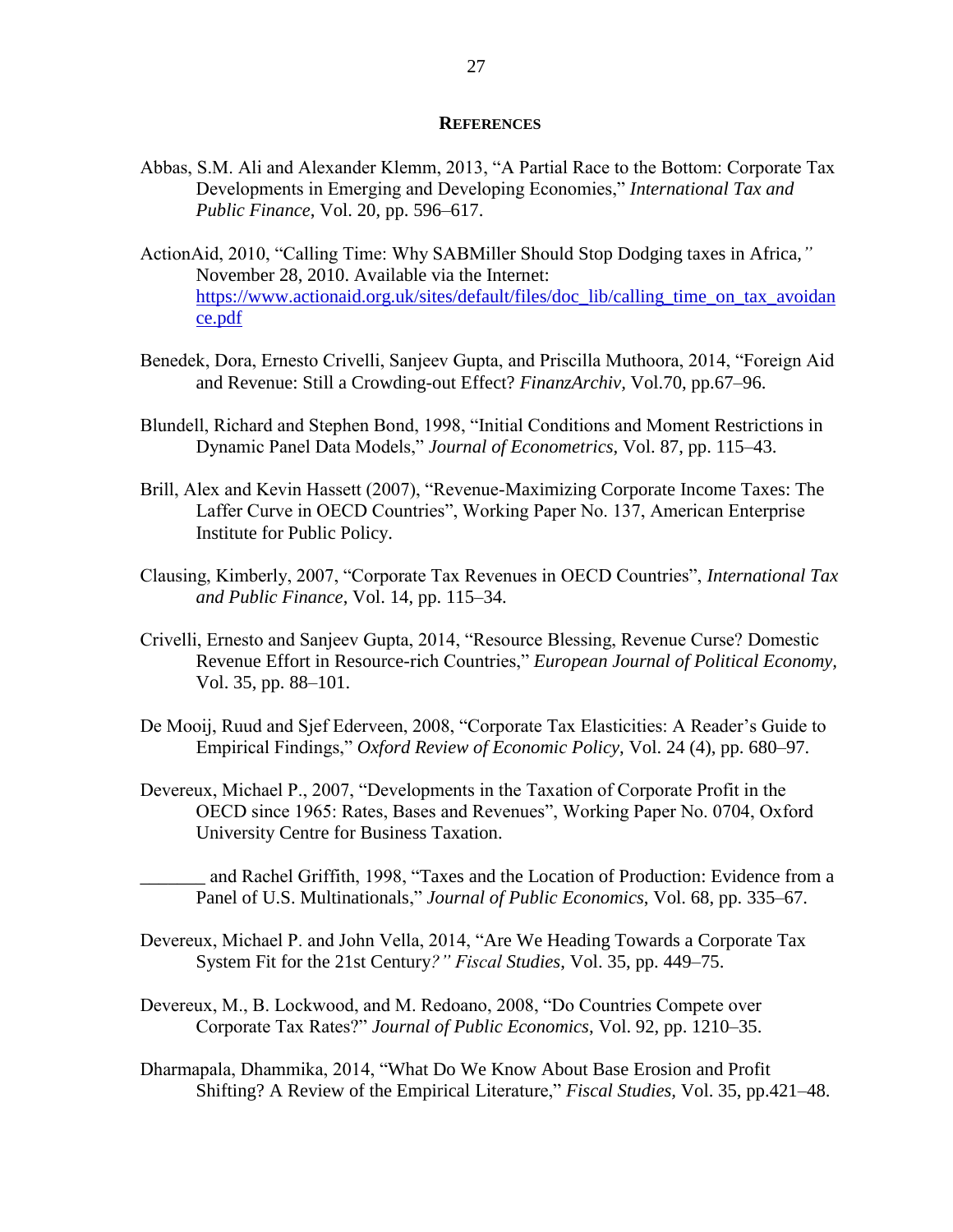## REFERENCES

Abbas, S.M. Ali and Alexander Klemm, 2013, "A Partial Race to the Bottom: Corporate Tax Developments in Emerging and Developing Economies," *International Tax and Public Finance*, Vol. 20, pp. 596–617.

ActionAid, 2010, "Calling Time: Why SABMiller Should Stop Dodging taxes in Africa," November 28, 2010. Available via the Internet: https://www.actionaid.org.uk/sites/default/files/doc_lib/calling_time_on_tax_avoidance.pdf

Benedek, Dora, Ernesto Crivelli, Sanjeev Gupta, and Priscilla Muthoora, 2014, "Foreign Aid and Revenue: Still a Crowding-out Effect? *FinanzArchiv*, Vol.70, pp.67–96.

Blundell, Richard and Stephen Bond, 1998, "Initial Conditions and Moment Restrictions in Dynamic Panel Data Models," *Journal of Econometrics*, Vol. 87, pp. 115–43.

Brill, Alex and Kevin Hassett (2007), "Revenue-Maximizing Corporate Income Taxes: The Laffer Curve in OECD Countries", Working Paper No. 137, American Enterprise Institute for Public Policy.

Clausing, Kimberly, 2007, "Corporate Tax Revenues in OECD Countries", *International Tax and Public Finance*, Vol. 14, pp. 115–34.

Crivelli, Ernesto and Sanjeev Gupta, 2014, "Resource Blessing, Revenue Curse? Domestic Revenue Effort in Resource-rich Countries," *European Journal of Political Economy,* Vol. 35, pp. 88–101.

De Mooij, Ruud and Sjef Ederveen, 2008, "Corporate Tax Elasticities: A Reader's Guide to Empirical Findings," *Oxford Review of Economic Policy*, Vol. 24 (4), pp. 680–97.

Devereux, Michael P., 2007, "Developments in the Taxation of Corporate Profit in the OECD since 1965: Rates, Bases and Revenues", Working Paper No. 0704, Oxford University Centre for Business Taxation.

_______ and Rachel Griffith, 1998, "Taxes and the Location of Production: Evidence from a Panel of U.S. Multinationals," *Journal of Public Economics*, Vol. 68, pp. 335–67.

Devereux, Michael P. and John Vella, 2014, "Are We Heading Towards a Corporate Tax System Fit for the 21st Century*?" Fiscal Studies*, Vol. 35, pp. 449–75.

Devereux, M., B. Lockwood, and M. Redoano, 2008, "Do Countries Compete over Corporate Tax Rates?" *Journal of Public Economics*, Vol. 92, pp. 1210–35.

Dharmapala, Dhammika, 2014, "What Do We Know About Base Erosion and Profit Shifting? A Review of the Empirical Literature," *Fiscal Studies,* Vol. 35, pp.421–48.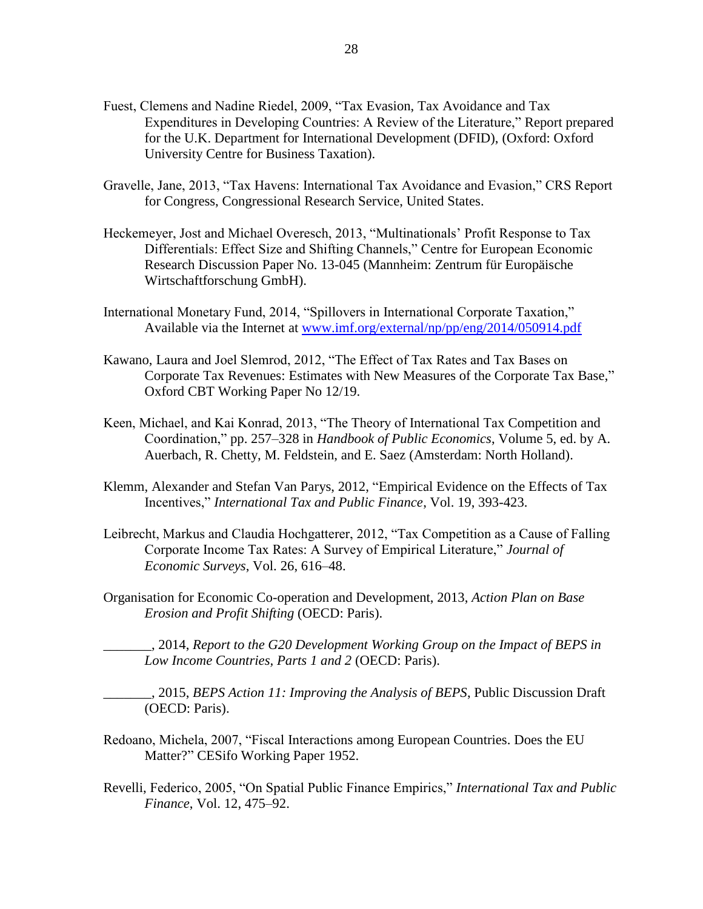Fuest, Clemens and Nadine Riedel, 2009, "Tax Evasion, Tax Avoidance and Tax Expenditures in Developing Countries: A Review of the Literature," Report prepared for the U.K. Department for International Development (DFID), (Oxford: Oxford University Centre for Business Taxation).

Gravelle, Jane, 2013, "Tax Havens: International Tax Avoidance and Evasion," CRS Report for Congress, Congressional Research Service, United States.

Heckemeyer, Jost and Michael Overesch, 2013, "Multinationals' Profit Response to Tax Differentials: Effect Size and Shifting Channels," Centre for European Economic Research Discussion Paper No. 13-045 (Mannheim: Zentrum für Europäische Wirtschaftforschung GmbH).

International Monetary Fund, 2014, "Spillovers in International Corporate Taxation," Available via the Internet at [www.imf.org/external/np/pp/eng/2014/050914.pdf](www.imf.org/external/np/pp/eng/2014/050914.pdf)

Kawano, Laura and Joel Slemrod, 2012, "The Effect of Tax Rates and Tax Bases on Corporate Tax Revenues: Estimates with New Measures of the Corporate Tax Base," Oxford CBT Working Paper No 12/19.

Keen, Michael, and Kai Konrad, 2013, "The Theory of International Tax Competition and Coordination," pp. 257–328 in *Handbook of Public Economics*, Volume 5, ed. by A. Auerbach, R. Chetty, M. Feldstein, and E. Saez (Amsterdam: North Holland).

Klemm, Alexander and Stefan Van Parys, 2012, "Empirical Evidence on the Effects of Tax Incentives," *International Tax and Public Finance*, Vol. 19, 393-423.

Leibrecht, Markus and Claudia Hochgatterer, 2012, "Tax Competition as a Cause of Falling Corporate Income Tax Rates: A Survey of Empirical Literature," *Journal of Economic Surveys*, Vol. 26, 616–48.

Organisation for Economic Co-operation and Development, 2013, *Action Plan on Base Erosion and Profit Shifting* (OECD: Paris).

_______, 2014, *Report to the G20 Development Working Group on the Impact of BEPS in Low Income Countries, Parts 1 and 2* (OECD: Paris).

_______, 2015, *BEPS Action 11: Improving the Analysis of BEPS*, Public Discussion Draft (OECD: Paris).

Redoano, Michela, 2007, "Fiscal Interactions among European Countries. Does the EU Matter?" CESifo Working Paper 1952.

Revelli, Federico, 2005, "On Spatial Public Finance Empirics," *International Tax and Public Finance*, Vol. 12, 475–92.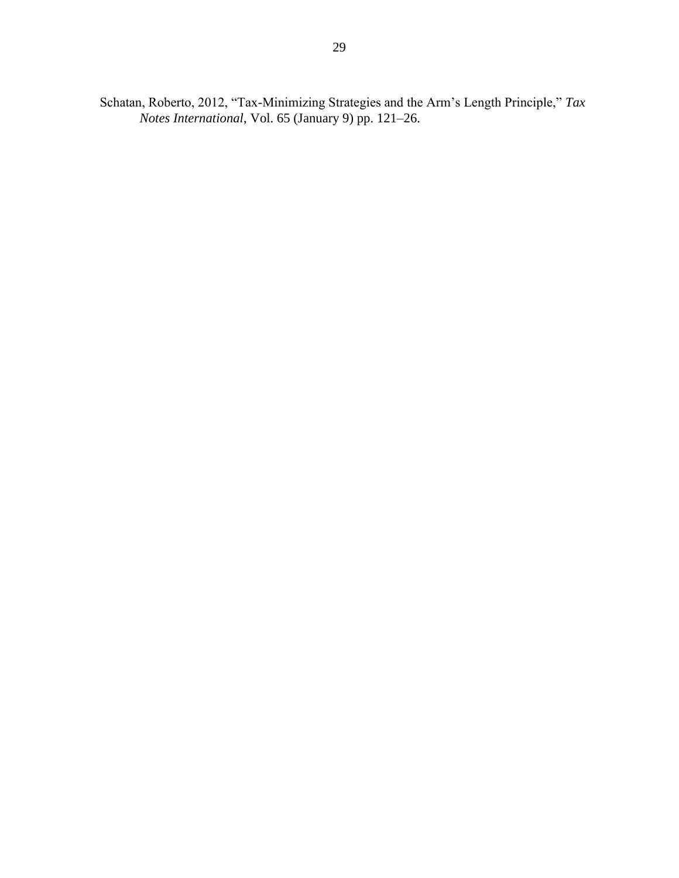Schatan, Roberto, 2012, "Tax-Minimizing Strategies and the Arm's Length Principle," *Tax Notes International*, Vol. 65 (January 9) pp. 121–26.